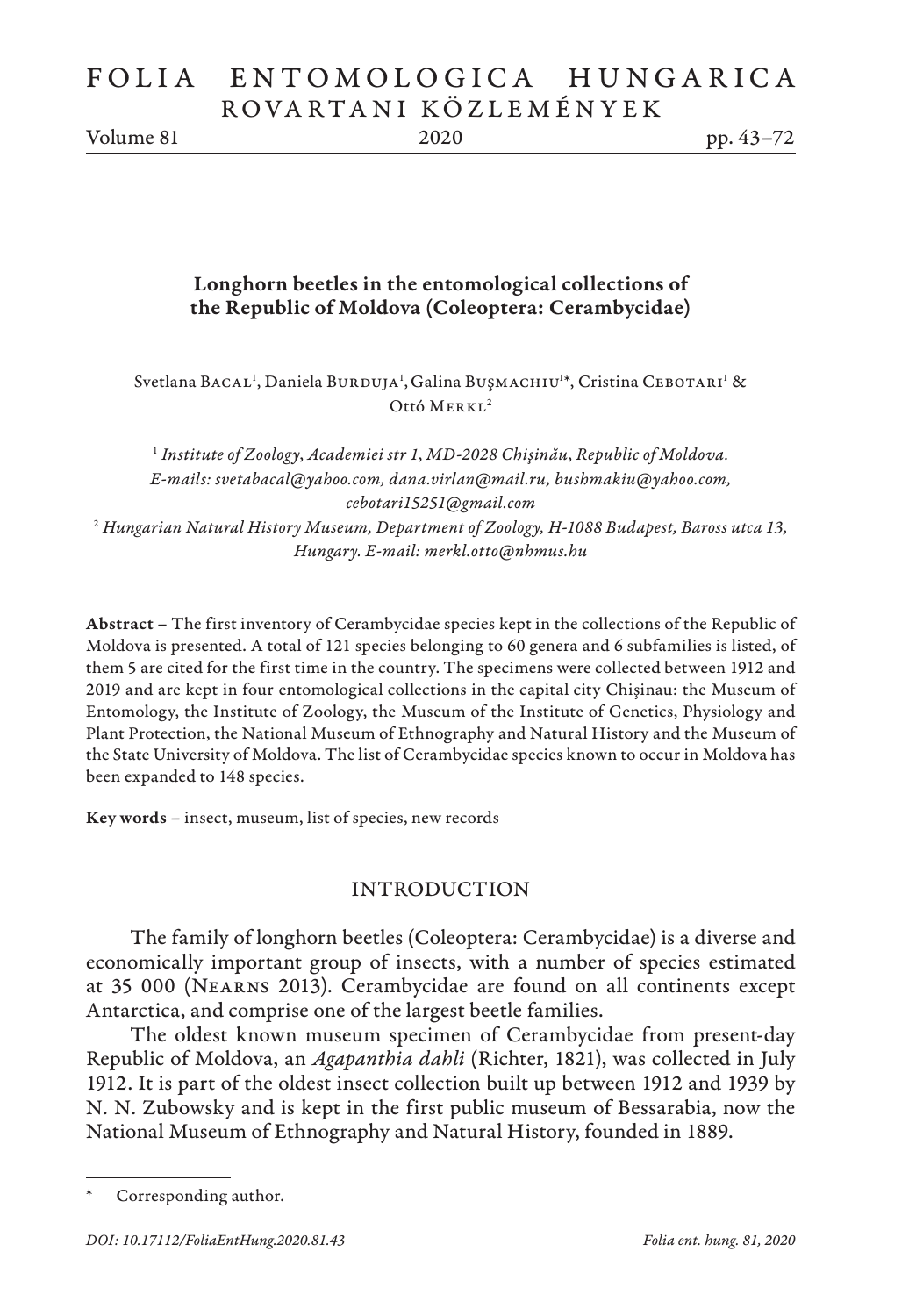# Longhorn beetles in the entomological collections of the Republic of Moldova (Coleoptera: Cerambycidae)

Svetlana Bacal[1], Daniela Burduja[1], Galina Buşmachiu[1]*, Cristina Cebotari[1] & Ottó Merkl[2]

[1] *Institute of Zoology, Academiei str 1, MD-2028 Chişinău, Republic of Moldova. E-mails: svetabacal@yahoo.com, dana.virlan@mail.ru, bushmakiu@yahoo.com, cebotari15251@gmail.com*

[2] *Hungarian Natural History Museum, Department of Zoology, H-1088 Budapest, Baross utca 13, Hungary. E-mail: merkl.otto@nhmus.hu*

**Abstract** – The first inventory of Cerambycidae species kept in the collections of the Republic of Moldova is presented. A total of 121 species belonging to 60 genera and 6 subfamilies is listed, of them 5 are cited for the first time in the country. The specimens were collected between 1912 and 2019 and are kept in four entomological collections in the capital city Chişinau: the Museum of Entomology, the Institute of Zoology, the Museum of the Institute of Genetics, Physiology and Plant Protection, the National Museum of Ethnography and Natural History and the Museum of the State University of Moldova. The list of Cerambycidae species known to occur in Moldova has been expanded to 148 species.

**Key words** – insect, museum, list of species, new records

## INTRODUCTION

The family of longhorn beetles (Coleoptera: Cerambycidae) is a diverse and economically important group of insects, with a number of species estimated at 35 000 (Nearns 2013). Cerambycidae are found on all continents except Antarctica, and comprise one of the largest beetle families.

The oldest known museum specimen of Cerambycidae from present-day Republic of Moldova, an *Agapanthia dahli* (Richter, 1821), was collected in July 1912. It is part of the oldest insect collection built up between 1912 and 1939 by N. N. Zubowsky and is kept in the first public museum of Bessarabia, now the National Museum of Ethnography and Natural History, founded in 1889.

---

* Corresponding author.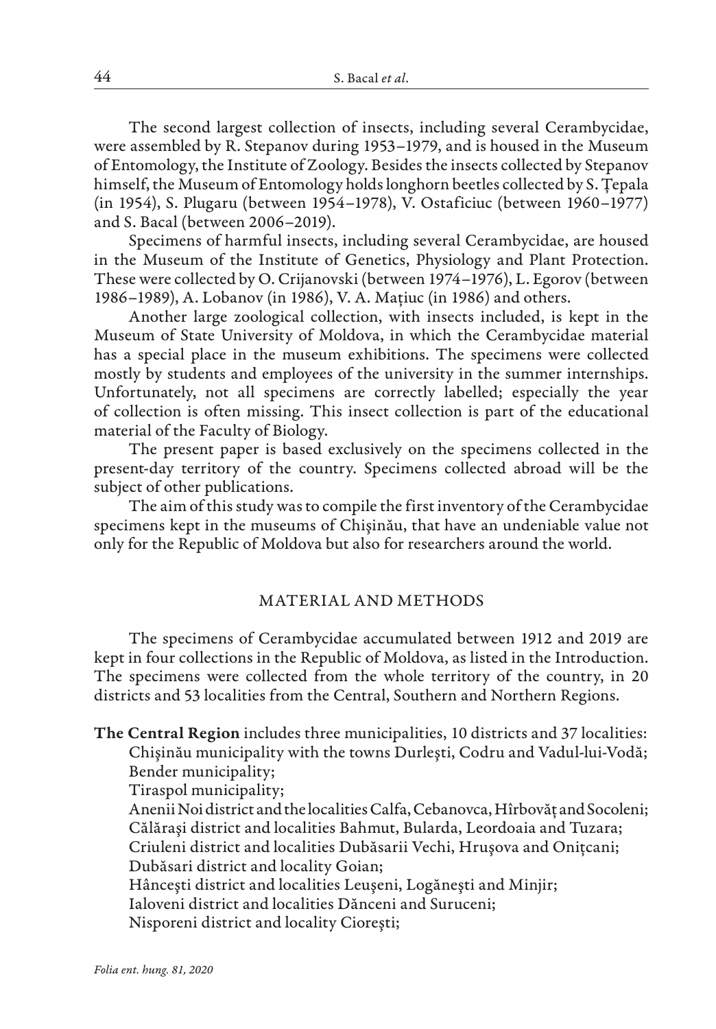The second largest collection of insects, including several Cerambycidae, were assembled by R. Stepanov during 1953–1979, and is housed in the Museum of Entomology, the Institute of Zoology. Besides the insects collected by Stepanov himself, the Museum of Entomology holds longhorn beetles collected by S. Țepala (in 1954), S. Plugaru (between 1954–1978), V. Ostaficiuc (between 1960–1977) and S. Bacal (between 2006–2019).

Specimens of harmful insects, including several Cerambycidae, are housed in the Museum of the Institute of Genetics, Physiology and Plant Protection. These were collected by O. Crijanovski (between 1974–1976), L. Egorov (between 1986–1989), A. Lobanov (in 1986), V. A. Mațiuc (in 1986) and others.

Another large zoological collection, with insects included, is kept in the Museum of State University of Moldova, in which the Cerambycidae material has a special place in the museum exhibitions. The specimens were collected mostly by students and employees of the university in the summer internships. Unfortunately, not all specimens are correctly labelled; especially the year of collection is often missing. This insect collection is part of the educational material of the Faculty of Biology.

The present paper is based exclusively on the specimens collected in the present-day territory of the country. Specimens collected abroad will be the subject of other publications.

The aim of this study was to compile the first inventory of the Cerambycidae specimens kept in the museums of Chişinău, that have an undeniable value not only for the Republic of Moldova but also for researchers around the world.

## MATERIAL AND METHODS

The specimens of Cerambycidae accumulated between 1912 and 2019 are kept in four collections in the Republic of Moldova, as listed in the Introduction. The specimens were collected from the whole territory of the country, in 20 districts and 53 localities from the Central, Southern and Northern Regions.

**The Central Region** includes three municipalities, 10 districts and 37 localities:

Chişinău municipality with the towns Durleşti, Codru and Vadul-lui-Vodă;
Bender municipality;
Tiraspol municipality;
Anenii Noi district and the localities Calfa, Cebanovca, Hîrbovăț and Socoleni;
Călăraşi district and localities Bahmut, Bularda, Leordoaia and Tuzara;
Criuleni district and localities Dubăsarii Vechi, Hruşova and Onițcani;
Dubăsari district and locality Goian;
Hânceşti district and localities Leuşeni, Logăneşti and Minjir;
Ialoveni district and localities Dănceni and Suruceni;
Nisporeni district and locality Cioreşti;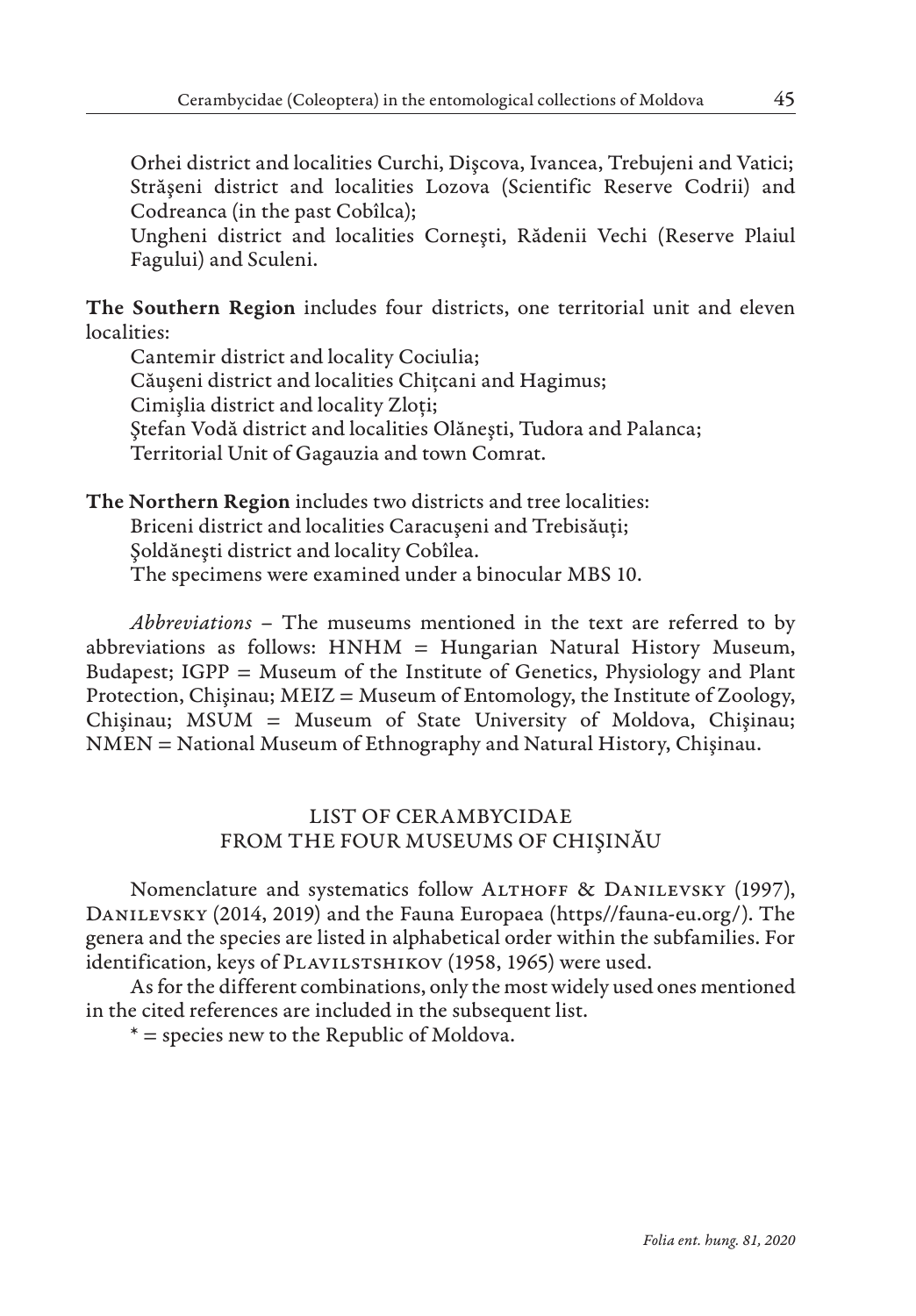Orhei district and localities Curchi, Dişcova, Ivancea, Trebujeni and Vatici;
Străşeni district and localities Lozova (Scientific Reserve Codrii) and Codreanca (in the past Cobîlca);
Ungheni district and localities Corneşti, Rădenii Vechi (Reserve Plaiul Fagului) and Sculeni.

**The Southern Region** includes four districts, one territorial unit and eleven localities:

Cantemir district and locality Cociulia;
Căuşeni district and localities Chițcani and Hagimus;
Cimişlia district and locality Zloți;
Ştefan Vodă district and localities Olăneşti, Tudora and Palanca;
Territorial Unit of Gagauzia and town Comrat.

**The Northern Region** includes two districts and tree localities:

Briceni district and localities Caracuşeni and Trebisăuți;
Şoldăneşti district and locality Cobîlea.
The specimens were examined under a binocular MBS 10.

*Abbreviations* – The museums mentioned in the text are referred to by abbreviations as follows: HNHM = Hungarian Natural History Museum, Budapest; IGPP = Museum of the Institute of Genetics, Physiology and Plant Protection, Chişinau; MEIZ = Museum of Entomology, the Institute of Zoology, Chişinau; MSUM = Museum of State University of Moldova, Chişinau; NMEN = National Museum of Ethnography and Natural History, Chişinau.

## LIST OF CERAMBYCIDAE FROM THE FOUR MUSEUMS OF CHIŞINĂU

Nomenclature and systematics follow Althoff & Danilevsky (1997), Danilevsky (2014, 2019) and the Fauna Europaea (https//fauna-eu.org/). The genera and the species are listed in alphabetical order within the subfamilies. For identification, keys of Plavilstshikov (1958, 1965) were used.

As for the different combinations, only the most widely used ones mentioned in the cited references are included in the subsequent list.

* = species new to the Republic of Moldova.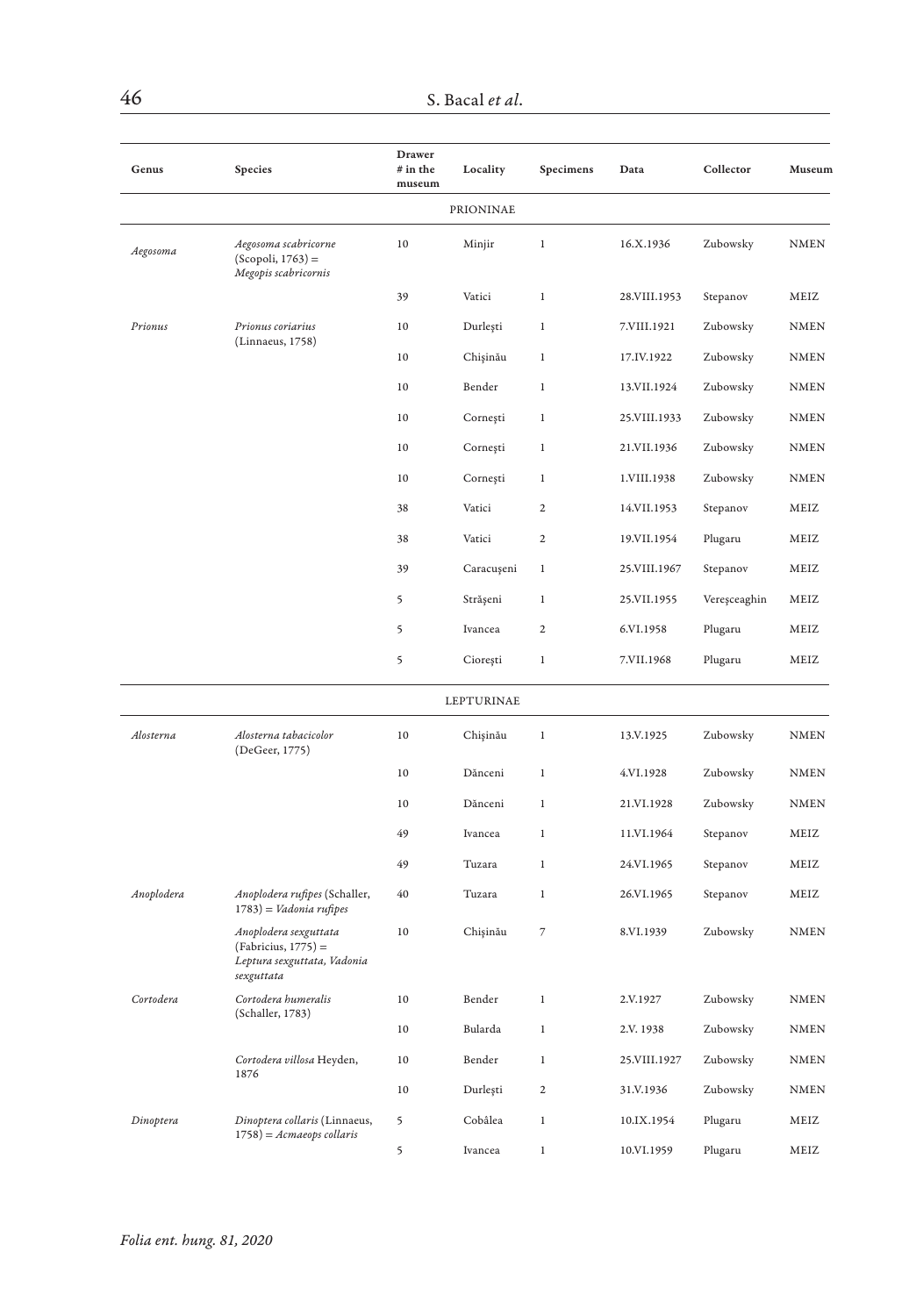| Genus | Species | Drawer # in the museum | Locality | Specimens | Data | Collector | Museum |
|---|---|---|---|---|---|---|---|
| | | | PRIONINAE | | | | |
| *Aegosoma* | *Aegosoma scabricorne* (Scopoli, 1763) = *Megopis scabricornis* | 10 | Minjir | 1 | 16.X.1936 | Zubowsky | NMEN |
| | | 39 | Vatici | 1 | 28.VIII.1953 | Stepanov | MEIZ |
| *Prionus* | *Prionus coriarius* (Linnaeus, 1758) | 10 | Durlești | 1 | 7.VIII.1921 | Zubowsky | NMEN |
| | | 10 | Chișinău | 1 | 17.IV.1922 | Zubowsky | NMEN |
| | | 10 | Bender | 1 | 13.VII.1924 | Zubowsky | NMEN |
| | | 10 | Cornești | 1 | 25.VIII.1933 | Zubowsky | NMEN |
| | | 10 | Cornești | 1 | 21.VII.1936 | Zubowsky | NMEN |
| | | 10 | Cornești | 1 | 1.VIII.1938 | Zubowsky | NMEN |
| | | 38 | Vatici | 2 | 14.VII.1953 | Stepanov | MEIZ |
| | | 38 | Vatici | 2 | 19.VII.1954 | Plugaru | MEIZ |
| | | 39 | Caracușeni | 1 | 25.VIII.1967 | Stepanov | MEIZ |
| | | 5 | Strășeni | 1 | 25.VII.1955 | Vereșceaghin | MEIZ |
| | | 5 | Ivancea | 2 | 6.VI.1958 | Plugaru | MEIZ |
| | | 5 | Ciorești | 1 | 7.VII.1968 | Plugaru | MEIZ |
| | | | LEPTURINAE | | | | |
| *Alosterna* | *Alosterna tabacicolor* (DeGeer, 1775) | 10 | Chișinău | 1 | 13.V.1925 | Zubowsky | NMEN |
| | | 10 | Dănceni | 1 | 4.VI.1928 | Zubowsky | NMEN |
| | | 10 | Dănceni | 1 | 21.VI.1928 | Zubowsky | NMEN |
| | | 49 | Ivancea | 1 | 11.VI.1964 | Stepanov | MEIZ |
| | | 49 | Tuzara | 1 | 24.VI.1965 | Stepanov | MEIZ |
| *Anoplodera* | *Anoplodera rufipes* (Schaller, 1783) = *Vadonia rufipes* | 40 | Tuzara | 1 | 26.VI.1965 | Stepanov | MEIZ |
| | *Anoplodera sexguttata* (Fabricius, 1775) = *Leptura sexguttata, Vadonia sexguttata* | 10 | Chișinău | 7 | 8.VI.1939 | Zubowsky | NMEN |
| *Cortodera* | *Cortodera humeralis* (Schaller, 1783) | 10 | Bender | 1 | 2.V.1927 | Zubowsky | NMEN |
| | | 10 | Bularda | 1 | 2.V. 1938 | Zubowsky | NMEN |
| | *Cortodera villosa* Heyden, 1876 | 10 | Bender | 1 | 25.VIII.1927 | Zubowsky | NMEN |
| | | 10 | Durlești | 2 | 31.V.1936 | Zubowsky | NMEN |
| *Dinoptera* | *Dinoptera collaris* (Linnaeus, 1758) = *Acmaeops collaris* | 5 | Cobâlea | 1 | 10.IX.1954 | Plugaru | MEIZ |
| | | 5 | Ivancea | 1 | 10.VI.1959 | Plugaru | MEIZ |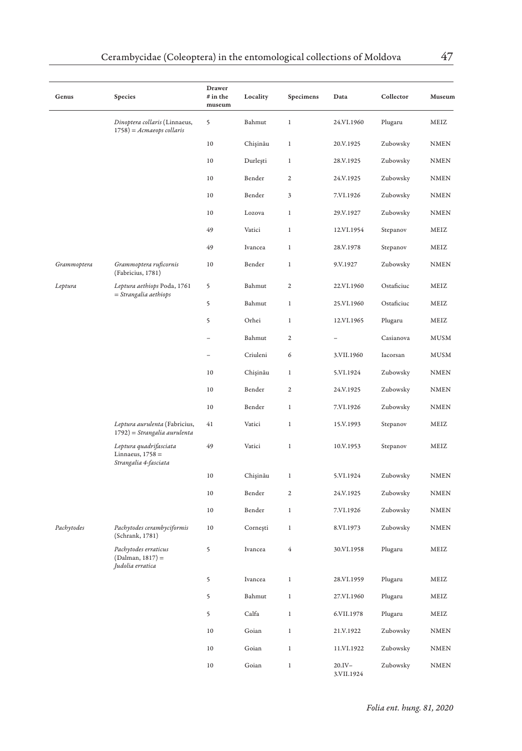| Genus | Species | Drawer # in the museum | Locality | Specimens | Data | Collector | Museum |
|---|---|---|---|---|---|---|---|
| | *Dinoptera collaris* (Linnaeus, 1758) = *Acmaeops collaris* | 5 | Bahmut | 1 | 24.VI.1960 | Plugaru | MEIZ |
| | | 10 | Chişinău | 1 | 20.V.1925 | Zubowsky | NMEN |
| | | 10 | Durleşti | 1 | 28.V.1925 | Zubowsky | NMEN |
| | | 10 | Bender | 2 | 24.V.1925 | Zubowsky | NMEN |
| | | 10 | Bender | 3 | 7.VI.1926 | Zubowsky | NMEN |
| | | 10 | Lozova | 1 | 29.V.1927 | Zubowsky | NMEN |
| | | 49 | Vatici | 1 | 12.VI.1954 | Stepanov | MEIZ |
| | | 49 | Ivancea | 1 | 28.V.1978 | Stepanov | MEIZ |
| *Grammoptera* | *Grammoptera ruficornis* (Fabricius, 1781) | 10 | Bender | 1 | 9.V.1927 | Zubowsky | NMEN |
| *Leptura* | *Leptura aethiops* Poda, 1761 = *Strangalia aethiops* | 5 | Bahmut | 2 | 22.VI.1960 | Ostaficiuc | MEIZ |
| | | 5 | Bahmut | 1 | 25.VI.1960 | Ostaficiuc | MEIZ |
| | | 5 | Orhei | 1 | 12.VI.1965 | Plugaru | MEIZ |
| | | – | Bahmut | 2 | – | Casianova | MUSM |
| | | – | Criuleni | 6 | 3.VII.1960 | Iacorsan | MUSM |
| | | 10 | Chişinău | 1 | 5.VI.1924 | Zubowsky | NMEN |
| | | 10 | Bender | 2 | 24.V.1925 | Zubowsky | NMEN |
| | | 10 | Bender | 1 | 7.VI.1926 | Zubowsky | NMEN |
| | *Leptura aurulenta* (Fabricius, 1792) = *Strangalia aurulenta* | 41 | Vatici | 1 | 15.V.1993 | Stepanov | MEIZ |
| | *Leptura quadrifasciata* Linnaeus, 1758 = *Strangalia 4-fasciata* | 49 | Vatici | 1 | 10.V.1953 | Stepanov | MEIZ |
| | | 10 | Chişinău | 1 | 5.VI.1924 | Zubowsky | NMEN |
| | | 10 | Bender | 2 | 24.V.1925 | Zubowsky | NMEN |
| | | 10 | Bender | 1 | 7.VI.1926 | Zubowsky | NMEN |
| *Pachytodes* | *Pachytodes cerambyciformis* (Schrank, 1781) | 10 | Corneşti | 1 | 8.VI.1973 | Zubowsky | NMEN |
| | *Pachytodes erraticus* (Dalman, 1817) = *Judolia erratica* | 5 | Ivancea | 4 | 30.VI.1958 | Plugaru | MEIZ |
| | | 5 | Ivancea | 1 | 28.VI.1959 | Plugaru | MEIZ |
| | | 5 | Bahmut | 1 | 27.VI.1960 | Plugaru | MEIZ |
| | | 5 | Calfa | 1 | 6.VII.1978 | Plugaru | MEIZ |
| | | 10 | Goian | 1 | 21.V.1922 | Zubowsky | NMEN |
| | | 10 | Goian | 1 | 11.VI.1922 | Zubowsky | NMEN |
| | | 10 | Goian | 1 | 20.IV–3.VII.1924 | Zubowsky | NMEN |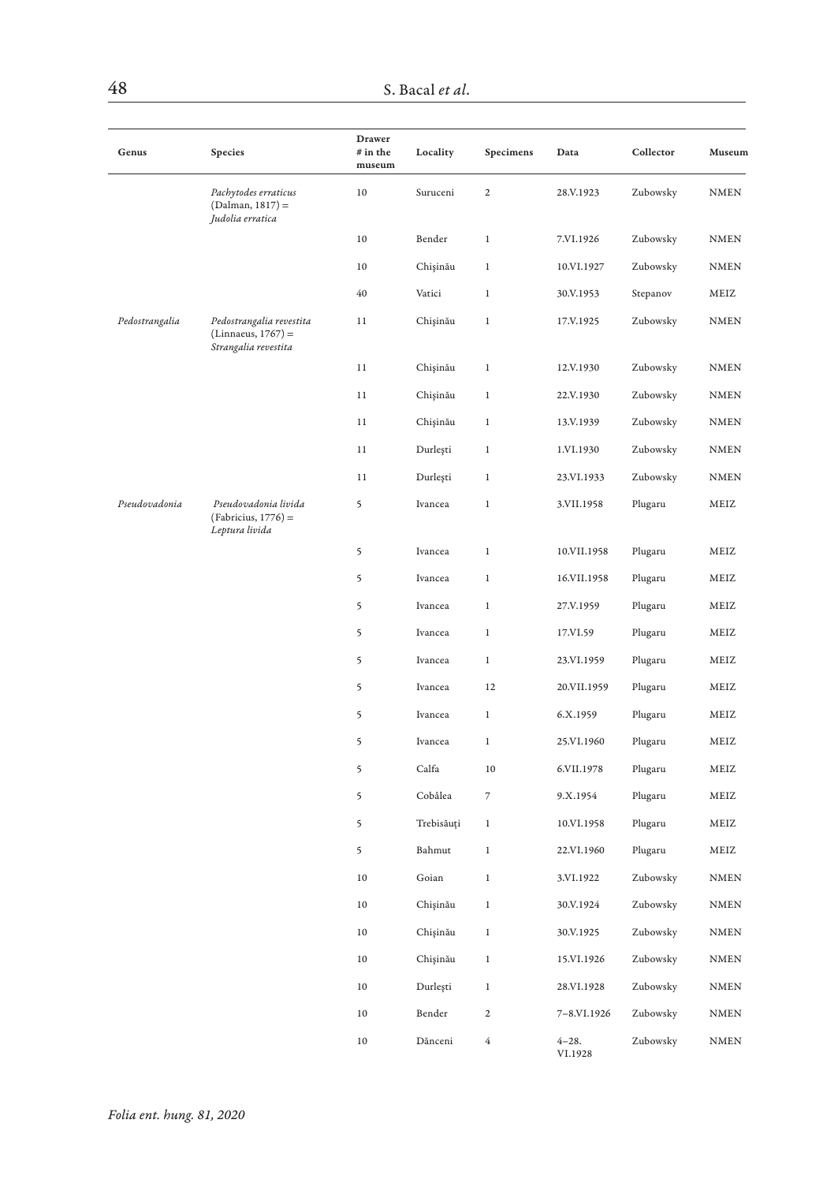| Genus | Species | Drawer # in the museum | Locality | Specimens | Data | Collector | Museum |
|---|---|---|---|---|---|---|---|
| | *Pachytodes erraticus* (Dalman, 1817) = *Judolia erratica* | 10 | Suruceni | 2 | 28.V.1923 | Zubowsky | NMEN |
| | | 10 | Bender | 1 | 7.VI.1926 | Zubowsky | NMEN |
| | | 10 | Chişinău | 1 | 10.VI.1927 | Zubowsky | NMEN |
| | | 40 | Vatici | 1 | 30.V.1953 | Stepanov | MEIZ |
| *Pedostrangalia* | *Pedostrangalia revestita* (Linnaeus, 1767) = *Strangalia revestita* | 11 | Chişinău | 1 | 17.V.1925 | Zubowsky | NMEN |
| | | 11 | Chişinău | 1 | 12.V.1930 | Zubowsky | NMEN |
| | | 11 | Chişinău | 1 | 22.V.1930 | Zubowsky | NMEN |
| | | 11 | Chişinău | 1 | 13.V.1939 | Zubowsky | NMEN |
| | | 11 | Durleşti | 1 | 1.VI.1930 | Zubowsky | NMEN |
| | | 11 | Durleşti | 1 | 23.VI.1933 | Zubowsky | NMEN |
| *Pseudovadonia* | *Pseudovadonia livida* (Fabricius, 1776) = *Leptura livida* | 5 | Ivancea | 1 | 3.VII.1958 | Plugaru | MEIZ |
| | | 5 | Ivancea | 1 | 10.VII.1958 | Plugaru | MEIZ |
| | | 5 | Ivancea | 1 | 16.VII.1958 | Plugaru | MEIZ |
| | | 5 | Ivancea | 1 | 27.V.1959 | Plugaru | MEIZ |
| | | 5 | Ivancea | 1 | 17.VI.59 | Plugaru | MEIZ |
| | | 5 | Ivancea | 1 | 23.VI.1959 | Plugaru | MEIZ |
| | | 5 | Ivancea | 12 | 20.VII.1959 | Plugaru | MEIZ |
| | | 5 | Ivancea | 1 | 6.X.1959 | Plugaru | MEIZ |
| | | 5 | Ivancea | 1 | 25.VI.1960 | Plugaru | MEIZ |
| | | 5 | Calfa | 10 | 6.VII.1978 | Plugaru | MEIZ |
| | | 5 | Cobâlea | 7 | 9.X.1954 | Plugaru | MEIZ |
| | | 5 | Trebisăuţi | 1 | 10.VI.1958 | Plugaru | MEIZ |
| | | 5 | Bahmut | 1 | 22.VI.1960 | Plugaru | MEIZ |
| | | 10 | Goian | 1 | 3.VI.1922 | Zubowsky | NMEN |
| | | 10 | Chişinău | 1 | 30.V.1924 | Zubowsky | NMEN |
| | | 10 | Chişinău | 1 | 30.V.1925 | Zubowsky | NMEN |
| | | 10 | Chişinău | 1 | 15.VI.1926 | Zubowsky | NMEN |
| | | 10 | Durleşti | 1 | 28.VI.1928 | Zubowsky | NMEN |
| | | 10 | Bender | 2 | 7–8.VI.1926 | Zubowsky | NMEN |
| | | 10 | Dănceni | 4 | 4–28. VI.1928 | Zubowsky | NMEN |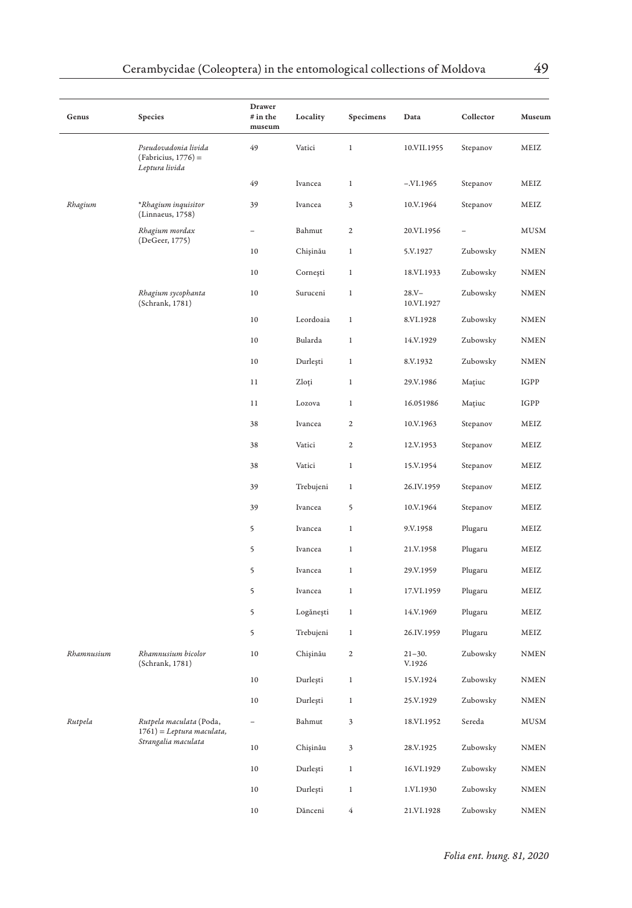| Genus | Species | Drawer # in the museum | Locality | Specimens | Data | Collector | Museum |
|---|---|---|---|---|---|---|---|
| | *Pseudovadonia livida* (Fabricius, 1776) = *Leptura livida* | 49 | Vatici | 1 | 10.VII.1955 | Stepanov | MEIZ |
| | | 49 | Ivancea | 1 | –.VI.1965 | Stepanov | MEIZ |
| *Rhagium* | **Rhagium inquisitor* (Linnaeus, 1758) | 39 | Ivancea | 3 | 10.V.1964 | Stepanov | MEIZ |
| | *Rhagium mordax* (DeGeer, 1775) | – | Bahmut | 2 | 20.VI.1956 | – | MUSM |
| | | 10 | Chişinău | 1 | 5.V.1927 | Zubowsky | NMEN |
| | | 10 | Corneşti | 1 | 18.VI.1933 | Zubowsky | NMEN |
| | *Rhagium sycophanta* (Schrank, 1781) | 10 | Suruceni | 1 | 28.V–10.VI.1927 | Zubowsky | NMEN |
| | | 10 | Leordoaia | 1 | 8.VI.1928 | Zubowsky | NMEN |
| | | 10 | Bularda | 1 | 14.V.1929 | Zubowsky | NMEN |
| | | 10 | Durleşti | 1 | 8.V.1932 | Zubowsky | NMEN |
| | | 11 | Zloţi | 1 | 29.V.1986 | Maţiuc | IGPP |
| | | 11 | Lozova | 1 | 16.051986 | Maţiuc | IGPP |
| | | 38 | Ivancea | 2 | 10.V.1963 | Stepanov | MEIZ |
| | | 38 | Vatici | 2 | 12.V.1953 | Stepanov | MEIZ |
| | | 38 | Vatici | 1 | 15.V.1954 | Stepanov | MEIZ |
| | | 39 | Trebujeni | 1 | 26.IV.1959 | Stepanov | MEIZ |
| | | 39 | Ivancea | 5 | 10.V.1964 | Stepanov | MEIZ |
| | | 5 | Ivancea | 1 | 9.V.1958 | Plugaru | MEIZ |
| | | 5 | Ivancea | 1 | 21.V.1958 | Plugaru | MEIZ |
| | | 5 | Ivancea | 1 | 29.V.1959 | Plugaru | MEIZ |
| | | 5 | Ivancea | 1 | 17.VI.1959 | Plugaru | MEIZ |
| | | 5 | Logăneşti | 1 | 14.V.1969 | Plugaru | MEIZ |
| | | 5 | Trebujeni | 1 | 26.IV.1959 | Plugaru | MEIZ |
| *Rhamnusium* | *Rhamnusium bicolor* (Schrank, 1781) | 10 | Chişinău | 2 | 21–30.V.1926 | Zubowsky | NMEN |
| | | 10 | Durleşti | 1 | 15.V.1924 | Zubowsky | NMEN |
| | | 10 | Durleşti | 1 | 25.V.1929 | Zubowsky | NMEN |
| *Rutpela* | *Rutpela maculata* (Poda, 1761) = *Leptura maculata*, *Strangalia maculata* | – | Bahmut | 3 | 18.VI.1952 | Sereda | MUSM |
| | | 10 | Chişinău | 3 | 28.V.1925 | Zubowsky | NMEN |
| | | 10 | Durleşti | 1 | 16.VI.1929 | Zubowsky | NMEN |
| | | 10 | Durleşti | 1 | 1.VI.1930 | Zubowsky | NMEN |
| | | 10 | Dănceni | 4 | 21.VI.1928 | Zubowsky | NMEN |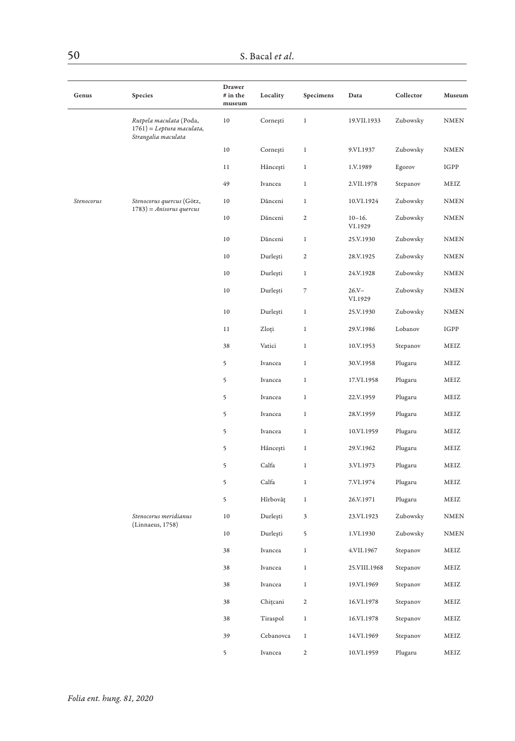| Genus | Species | Drawer # in the museum | Locality | Specimens | Data | Collector | Museum |
|---|---|---|---|---|---|---|---|
| | *Rutpela maculata* (Poda, 1761) = *Leptura maculata, Strangalia maculata* | 10 | Corneşti | 1 | 19.VII.1933 | Zubowsky | NMEN |
| | | 10 | Corneşti | 1 | 9.VI.1937 | Zubowsky | NMEN |
| | | 11 | Hânceşti | 1 | 1.V.1989 | Egorov | IGPP |
| | | 49 | Ivancea | 1 | 2.VII.1978 | Stepanov | MEIZ |
| *Stenocorus* | *Stenocorus quercus* (Götz, 1783) = *Anisorus quercus* | 10 | Dănceni | 1 | 10.VI.1924 | Zubowsky | NMEN |
| | | 10 | Dănceni | 2 | 10–16. VI.1929 | Zubowsky | NMEN |
| | | 10 | Dănceni | 1 | 25.V.1930 | Zubowsky | NMEN |
| | | 10 | Durleşti | 2 | 28.V.1925 | Zubowsky | NMEN |
| | | 10 | Durleşti | 1 | 24.V.1928 | Zubowsky | NMEN |
| | | 10 | Durleşti | 7 | 26.V–VI.1929 | Zubowsky | NMEN |
| | | 10 | Durleşti | 1 | 25.V.1930 | Zubowsky | NMEN |
| | | 11 | Zloţi | 1 | 29.V.1986 | Lobanov | IGPP |
| | | 38 | Vatici | 1 | 10.V.1953 | Stepanov | MEIZ |
| | | 5 | Ivancea | 1 | 30.V.1958 | Plugaru | MEIZ |
| | | 5 | Ivancea | 1 | 17.VI.1958 | Plugaru | MEIZ |
| | | 5 | Ivancea | 1 | 22.V.1959 | Plugaru | MEIZ |
| | | 5 | Ivancea | 1 | 28.V.1959 | Plugaru | MEIZ |
| | | 5 | Ivancea | 1 | 10.VI.1959 | Plugaru | MEIZ |
| | | 5 | Hânceşti | 1 | 29.V.1962 | Plugaru | MEIZ |
| | | 5 | Calfa | 1 | 3.VI.1973 | Plugaru | MEIZ |
| | | 5 | Calfa | 1 | 7.VI.1974 | Plugaru | MEIZ |
| | | 5 | Hîrbovăţ | 1 | 26.V.1971 | Plugaru | MEIZ |
| | *Stenocorus meridianus* (Linnaeus, 1758) | 10 | Durleşti | 3 | 23.VI.1923 | Zubowsky | NMEN |
| | | 10 | Durleşti | 5 | 1.VI.1930 | Zubowsky | NMEN |
| | | 38 | Ivancea | 1 | 4.VII.1967 | Stepanov | MEIZ |
| | | 38 | Ivancea | 1 | 25.VIII.1968 | Stepanov | MEIZ |
| | | 38 | Ivancea | 1 | 19.VI.1969 | Stepanov | MEIZ |
| | | 38 | Chiţcani | 2 | 16.VI.1978 | Stepanov | MEIZ |
| | | 38 | Tiraspol | 1 | 16.VI.1978 | Stepanov | MEIZ |
| | | 39 | Cebanovca | 1 | 14.VI.1969 | Stepanov | MEIZ |
| | | 5 | Ivancea | 2 | 10.VI.1959 | Plugaru | MEIZ |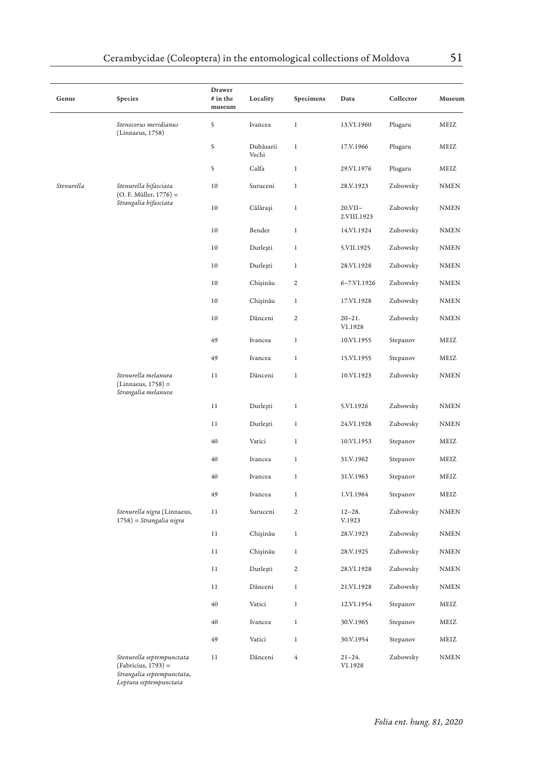| Genus | Species | Drawer # in the museum | Locality | Specimens | Data | Collector | Museum |
|---|---|---|---|---|---|---|---|
| | *Stenocorus meridianus* (Linnaeus, 1758) | 5 | Ivancea | 1 | 13.VI.1960 | Plugaru | MEIZ |
| | | 5 | Dubăsarii Vechi | 1 | 17.V.1966 | Plugaru | MEIZ |
| | | 5 | Calfa | 1 | 29.VI.1976 | Plugaru | MEIZ |
| *Stenurella* | *Stenurella bifasciata* (O. F. Müller, 1776) = *Strangalia bifasciata* | 10 | Suruceni | 1 | 28.V.1923 | Zubowsky | NMEN |
| | | 10 | Călăraşi | 1 | 20.VII–2.VIII.1923 | Zubowsky | NMEN |
| | | 10 | Bender | 1 | 14.VI.1924 | Zubowsky | NMEN |
| | | 10 | Durleşti | 1 | 5.VII.1925 | Zubowsky | NMEN |
| | | 10 | Durleşti | 1 | 28.VI.1928 | Zubowsky | NMEN |
| | | 10 | Chişinău | 2 | 6–7.VI.1926 | Zubowsky | NMEN |
| | | 10 | Chişinău | 1 | 17.VI.1928 | Zubowsky | NMEN |
| | | 10 | Dănceni | 2 | 20–21. VI.1928 | Zubowsky | NMEN |
| | | 49 | Ivancea | 1 | 10.VI.1955 | Stepanov | MEIZ |
| | | 49 | Ivancea | 1 | 15.VI.1955 | Stepanov | MEIZ |
| | *Stenurella melanura* (Linnaeus, 1758) = *Strangalia melanura* | 11 | Dănceni | 1 | 10.VI.1923 | Zubowsky | NMEN |
| | | 11 | Durleşti | 1 | 5.VI.1926 | Zubowsky | NMEN |
| | | 11 | Durleşti | 1 | 24.VI.1928 | Zubowsky | NMEN |
| | | 40 | Vatici | 1 | 10.VI.1953 | Stepanov | MEIZ |
| | | 40 | Ivancea | 1 | 31.V.1962 | Stepanov | MEIZ |
| | | 40 | Ivancea | 1 | 31.V.1963 | Stepanov | MEIZ |
| | | 49 | Ivancea | 1 | 1.VI.1964 | Stepanov | MEIZ |
| | *Stenurella nigra* (Linnaeus, 1758) = *Strangalia nigra* | 11 | Suruceni | 2 | 12–28. V.1923 | Zubowsky | NMEN |
| | | 11 | Chişinău | 1 | 28.V.1923 | Zubowsky | NMEN |
| | | 11 | Chişinău | 1 | 28.V.1925 | Zubowsky | NMEN |
| | | 11 | Durleşti | 2 | 28.VI.1928 | Zubowsky | NMEN |
| | | 11 | Dănceni | 1 | 21.VI.1928 | Zubowsky | NMEN |
| | | 40 | Vatici | 1 | 12.VI.1954 | Stepanov | MEIZ |
| | | 40 | Ivancea | 1 | 30.V.1965 | Stepanov | MEIZ |
| | | 49 | Vatici | 1 | 30.V.1954 | Stepanov | MEIZ |
| | *Stenurella septempunctata* (Fabricius, 1793) = *Strangalia septempunctata*, *Leptura septempunctata* | 11 | Dănceni | 4 | 21–24. VI.1928 | Zubowsky | NMEN |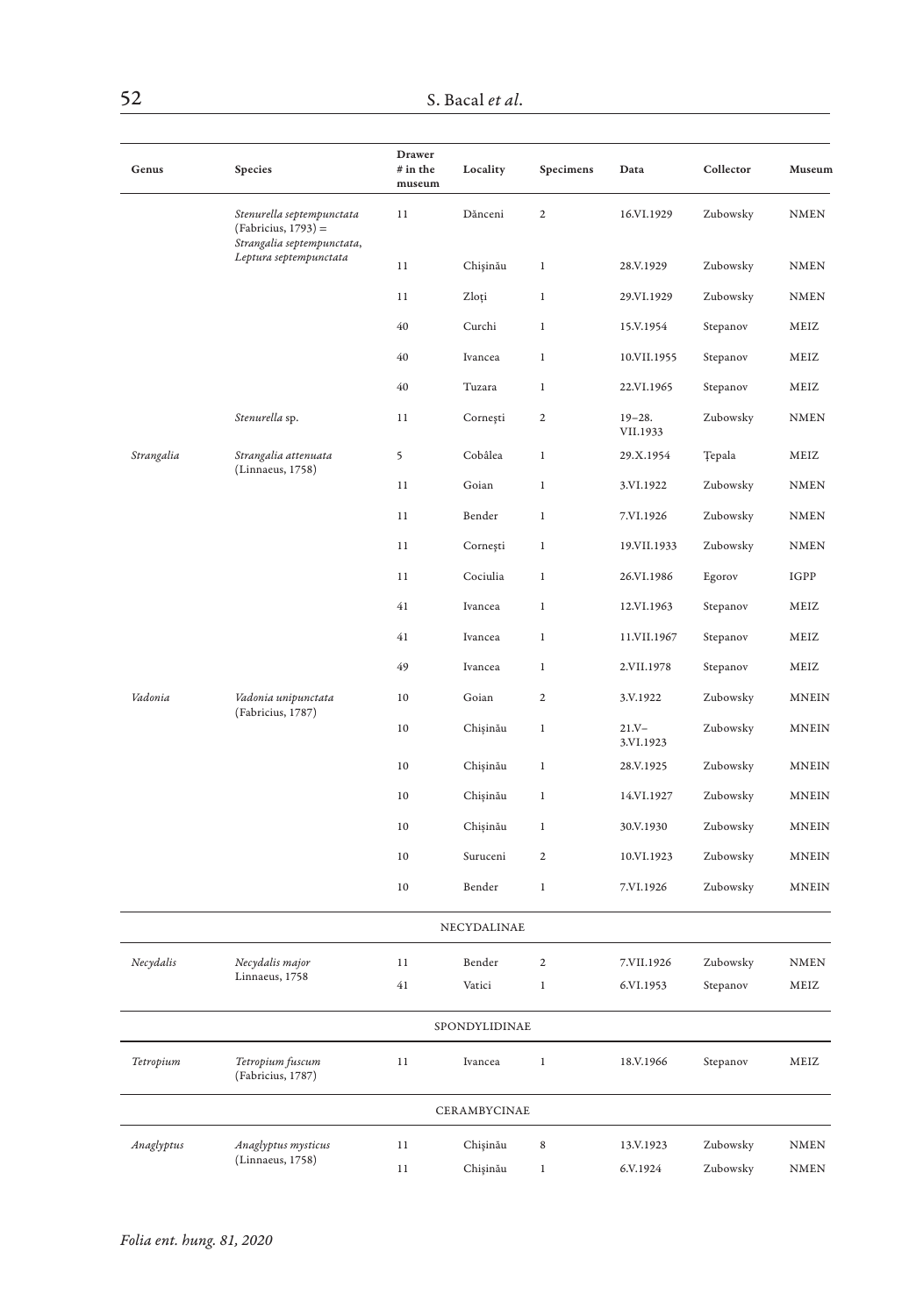| Genus | Species | Drawer # in the museum | Locality | Specimens | Data | Collector | Museum |
|---|---|---|---|---|---|---|---|
| | *Stenurella septempunctata* (Fabricius, 1793) = *Strangalia septempunctata, Leptura septempunctata* | 11 | Dănceni | 2 | 16.VI.1929 | Zubowsky | NMEN |
| | | 11 | Chişinău | 1 | 28.V.1929 | Zubowsky | NMEN |
| | | 11 | Zloţi | 1 | 29.VI.1929 | Zubowsky | NMEN |
| | | 40 | Curchi | 1 | 15.V.1954 | Stepanov | MEIZ |
| | | 40 | Ivancea | 1 | 10.VII.1955 | Stepanov | MEIZ |
| | | 40 | Tuzara | 1 | 22.VI.1965 | Stepanov | MEIZ |
| | *Stenurella* sp. | 11 | Corneşti | 2 | 19–28. VII.1933 | Zubowsky | NMEN |
| *Strangalia* | *Strangalia attenuata* (Linnaeus, 1758) | 5 | Cobâlea | 1 | 29.X.1954 | Ţepala | MEIZ |
| | | 11 | Goian | 1 | 3.VI.1922 | Zubowsky | NMEN |
| | | 11 | Bender | 1 | 7.VI.1926 | Zubowsky | NMEN |
| | | 11 | Corneşti | 1 | 19.VII.1933 | Zubowsky | NMEN |
| | | 11 | Cociulia | 1 | 26.VI.1986 | Egorov | IGPP |
| | | 41 | Ivancea | 1 | 12.VI.1963 | Stepanov | MEIZ |
| | | 41 | Ivancea | 1 | 11.VII.1967 | Stepanov | MEIZ |
| | | 49 | Ivancea | 1 | 2.VII.1978 | Stepanov | MEIZ |
| *Vadonia* | *Vadonia unipunctata* (Fabricius, 1787) | 10 | Goian | 2 | 3.V.1922 | Zubowsky | MNEIN |
| | | 10 | Chişinău | 1 | 21.V–3.VI.1923 | Zubowsky | MNEIN |
| | | 10 | Chişinău | 1 | 28.V.1925 | Zubowsky | MNEIN |
| | | 10 | Chişinău | 1 | 14.VI.1927 | Zubowsky | MNEIN |
| | | 10 | Chişinău | 1 | 30.V.1930 | Zubowsky | MNEIN |
| | | 10 | Suruceni | 2 | 10.VI.1923 | Zubowsky | MNEIN |
| | | 10 | Bender | 1 | 7.VI.1926 | Zubowsky | MNEIN |
| | | | NECYDALINAE | | | | |
| *Necydalis* | *Necydalis major* Linnaeus, 1758 | 11 | Bender | 2 | 7.VII.1926 | Zubowsky | NMEN |
| | | 41 | Vatici | 1 | 6.VI.1953 | Stepanov | MEIZ |
| | | | SPONDYLIDINAE | | | | |
| *Tetropium* | *Tetropium fuscum* (Fabricius, 1787) | 11 | Ivancea | 1 | 18.V.1966 | Stepanov | MEIZ |
| | | | CERAMBYCINAE | | | | |
| *Anaglyptus* | *Anaglyptus mysticus* (Linnaeus, 1758) | 11 | Chişinău | 8 | 13.V.1923 | Zubowsky | NMEN |
| | | 11 | Chişinău | 1 | 6.V.1924 | Zubowsky | NMEN |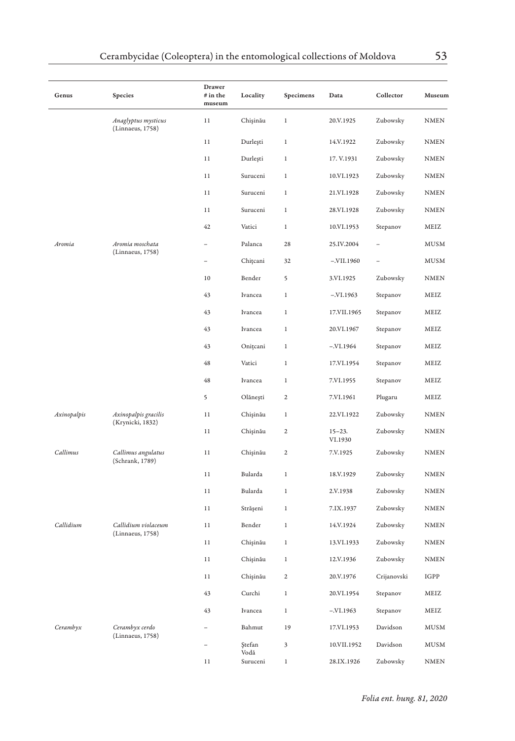| Genus | Species | Drawer # in the museum | Locality | Specimens | Data | Collector | Museum |
|---|---|---|---|---|---|---|---|
| | *Anaglyptus mysticus* (Linnaeus, 1758) | 11 | Chişinău | 1 | 20.V.1925 | Zubowsky | NMEN |
| | | 11 | Durleşti | 1 | 14.V.1922 | Zubowsky | NMEN |
| | | 11 | Durleşti | 1 | 17. V.1931 | Zubowsky | NMEN |
| | | 11 | Suruceni | 1 | 10.VI.1923 | Zubowsky | NMEN |
| | | 11 | Suruceni | 1 | 21.VI.1928 | Zubowsky | NMEN |
| | | 11 | Suruceni | 1 | 28.VI.1928 | Zubowsky | NMEN |
| | | 42 | Vatici | 1 | 10.VI.1953 | Stepanov | MEIZ |
| *Aromia* | *Aromia moschata* (Linnaeus, 1758) | – | Palanca | 28 | 25.IV.2004 | – | MUSM |
| | | – | Chiţcani | 32 | –.VII.1960 | – | MUSM |
| | | 10 | Bender | 5 | 3.VI.1925 | Zubowsky | NMEN |
| | | 43 | Ivancea | 1 | –.VI.1963 | Stepanov | MEIZ |
| | | 43 | Ivancea | 1 | 17.VII.1965 | Stepanov | MEIZ |
| | | 43 | Ivancea | 1 | 20.VI.1967 | Stepanov | MEIZ |
| | | 43 | Oniţcani | 1 | –.VI.1964 | Stepanov | MEIZ |
| | | 48 | Vatici | 1 | 17.VI.1954 | Stepanov | MEIZ |
| | | 48 | Ivancea | 1 | 7.VI.1955 | Stepanov | MEIZ |
| | | 5 | Olăneşti | 2 | 7.VI.1961 | Plugaru | MEIZ |
| *Axinopalpis* | *Axinopalpis gracilis* (Krynicki, 1832) | 11 | Chişinău | 1 | 22.VI.1922 | Zubowsky | NMEN |
| | | 11 | Chişinău | 2 | 15–23. VI.1930 | Zubowsky | NMEN |
| *Callimus* | *Callimus angulatus* (Schrank, 1789) | 11 | Chişinău | 2 | 7.V.1925 | Zubowsky | NMEN |
| | | 11 | Bularda | 1 | 18.V.1929 | Zubowsky | NMEN |
| | | 11 | Bularda | 1 | 2.V.1938 | Zubowsky | NMEN |
| | | 11 | Străşeni | 1 | 7.IX.1937 | Zubowsky | NMEN |
| *Callidium* | *Callidium violaceum* (Linnaeus, 1758) | 11 | Bender | 1 | 14.V.1924 | Zubowsky | NMEN |
| | | 11 | Chişinău | 1 | 13.VI.1933 | Zubowsky | NMEN |
| | | 11 | Chişinău | 1 | 12.V.1936 | Zubowsky | NMEN |
| | | 11 | Chişinău | 2 | 20.V.1976 | Crijanovski | IGPP |
| | | 43 | Curchi | 1 | 20.VI.1954 | Stepanov | MEIZ |
| | | 43 | Ivancea | 1 | –.VI.1963 | Stepanov | MEIZ |
| *Cerambyx* | *Cerambyx cerdo* (Linnaeus, 1758) | – | Bahmut | 19 | 17.VI.1953 | Davidson | MUSM |
| | | – | Ştefan Vodă | 3 | 10.VII.1952 | Davidson | MUSM |
| | | 11 | Suruceni | 1 | 28.IX.1926 | Zubowsky | NMEN |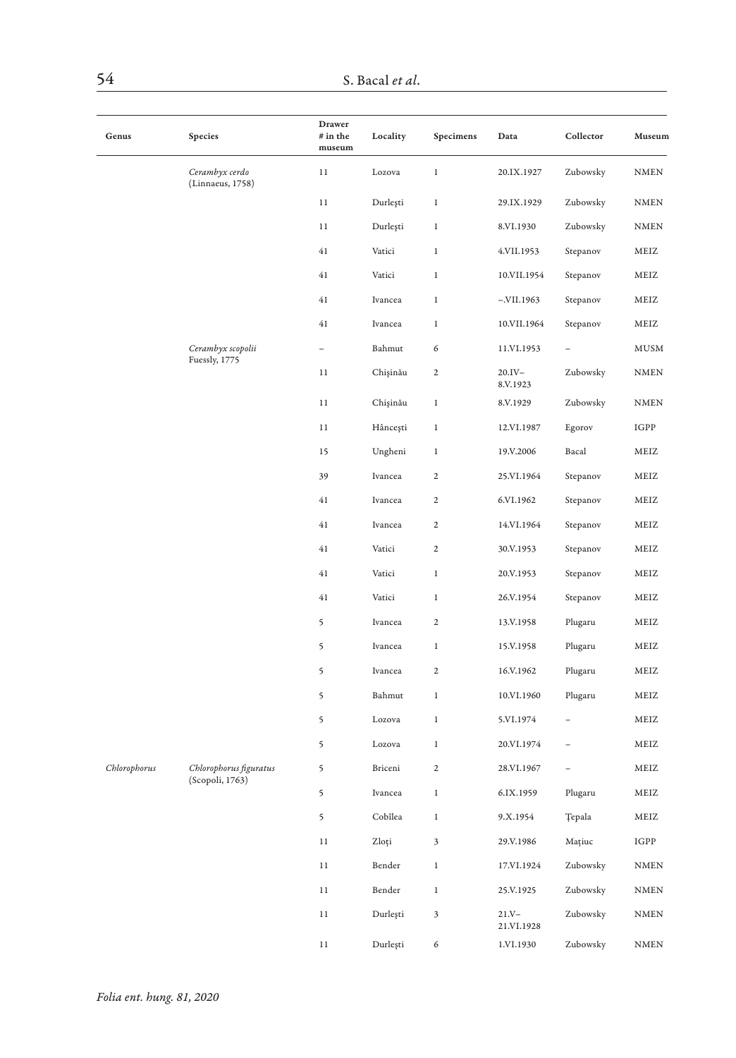| Genus | Species | Drawer # in the museum | Locality | Specimens | Data | Collector | Museum |
|---|---|---|---|---|---|---|---|
| | *Cerambyx cerdo* (Linnaeus, 1758) | 11 | Lozova | 1 | 20.IX.1927 | Zubowsky | NMEN |
| | | 11 | Durlești | 1 | 29.IX.1929 | Zubowsky | NMEN |
| | | 11 | Durlești | 1 | 8.VI.1930 | Zubowsky | NMEN |
| | | 41 | Vatici | 1 | 4.VII.1953 | Stepanov | MEIZ |
| | | 41 | Vatici | 1 | 10.VII.1954 | Stepanov | MEIZ |
| | | 41 | Ivancea | 1 | –.VII.1963 | Stepanov | MEIZ |
| | | 41 | Ivancea | 1 | 10.VII.1964 | Stepanov | MEIZ |
| | *Cerambyx scopolii* Fuessly, 1775 | – | Bahmut | 6 | 11.VI.1953 | – | MUSM |
| | | 11 | Chișinău | 2 | 20.IV–8.V.1923 | Zubowsky | NMEN |
| | | 11 | Chișinău | 1 | 8.V.1929 | Zubowsky | NMEN |
| | | 11 | Hâncești | 1 | 12.VI.1987 | Egorov | IGPP |
| | | 15 | Ungheni | 1 | 19.V.2006 | Bacal | MEIZ |
| | | 39 | Ivancea | 2 | 25.VI.1964 | Stepanov | MEIZ |
| | | 41 | Ivancea | 2 | 6.VI.1962 | Stepanov | MEIZ |
| | | 41 | Ivancea | 2 | 14.VI.1964 | Stepanov | MEIZ |
| | | 41 | Vatici | 2 | 30.V.1953 | Stepanov | MEIZ |
| | | 41 | Vatici | 1 | 20.V.1953 | Stepanov | MEIZ |
| | | 41 | Vatici | 1 | 26.V.1954 | Stepanov | MEIZ |
| | | 5 | Ivancea | 2 | 13.V.1958 | Plugaru | MEIZ |
| | | 5 | Ivancea | 1 | 15.V.1958 | Plugaru | MEIZ |
| | | 5 | Ivancea | 2 | 16.V.1962 | Plugaru | MEIZ |
| | | 5 | Bahmut | 1 | 10.VI.1960 | Plugaru | MEIZ |
| | | 5 | Lozova | 1 | 5.VI.1974 | – | MEIZ |
| | | 5 | Lozova | 1 | 20.VI.1974 | – | MEIZ |
| *Chlorophorus* | *Chlorophorus figuratus* (Scopoli, 1763) | 5 | Briceni | 2 | 28.VI.1967 | – | MEIZ |
| | | 5 | Ivancea | 1 | 6.IX.1959 | Plugaru | MEIZ |
| | | 5 | Cobîlea | 1 | 9.X.1954 | Țepala | MEIZ |
| | | 11 | Zloți | 3 | 29.V.1986 | Mațiuc | IGPP |
| | | 11 | Bender | 1 | 17.VI.1924 | Zubowsky | NMEN |
| | | 11 | Bender | 1 | 25.V.1925 | Zubowsky | NMEN |
| | | 11 | Durlești | 3 | 21.V–21.VI.1928 | Zubowsky | NMEN |
| | | 11 | Durlești | 6 | 1.VI.1930 | Zubowsky | NMEN |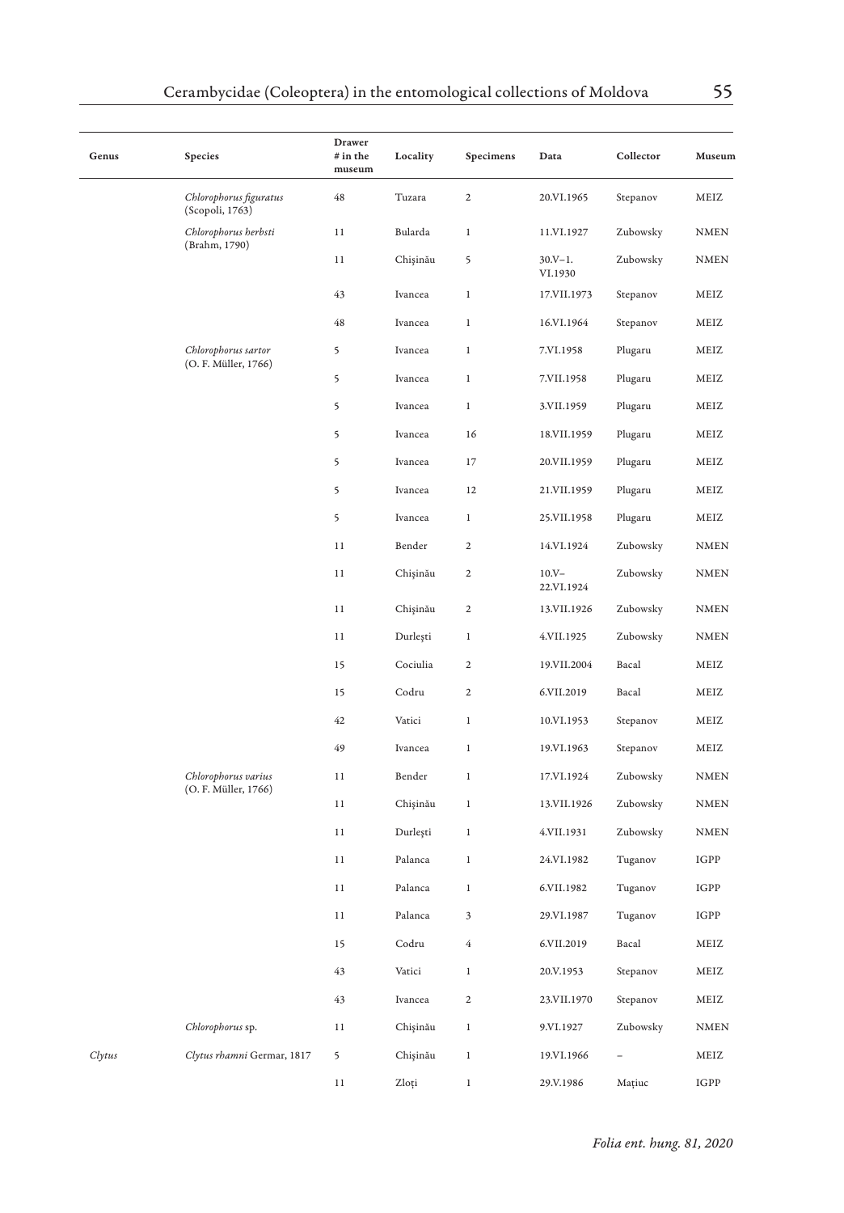| Genus | Species | Drawer # in the museum | Locality | Specimens | Data | Collector | Museum |
|---|---|---|---|---|---|---|---|
| | *Chlorophorus figuratus* (Scopoli, 1763) | 48 | Tuzara | 2 | 20.VI.1965 | Stepanov | MEIZ |
| | *Chlorophorus herbsti* (Brahm, 1790) | 11 | Bularda | 1 | 11.VI.1927 | Zubowsky | NMEN |
| | | 11 | Chişinău | 5 | 30.V–1.VI.1930 | Zubowsky | NMEN |
| | | 43 | Ivancea | 1 | 17.VII.1973 | Stepanov | MEIZ |
| | | 48 | Ivancea | 1 | 16.VI.1964 | Stepanov | MEIZ |
| | *Chlorophorus sartor* (O. F. Müller, 1766) | 5 | Ivancea | 1 | 7.VI.1958 | Plugaru | MEIZ |
| | | 5 | Ivancea | 1 | 7.VII.1958 | Plugaru | MEIZ |
| | | 5 | Ivancea | 1 | 3.VII.1959 | Plugaru | MEIZ |
| | | 5 | Ivancea | 16 | 18.VII.1959 | Plugaru | MEIZ |
| | | 5 | Ivancea | 17 | 20.VII.1959 | Plugaru | MEIZ |
| | | 5 | Ivancea | 12 | 21.VII.1959 | Plugaru | MEIZ |
| | | 5 | Ivancea | 1 | 25.VII.1958 | Plugaru | MEIZ |
| | | 11 | Bender | 2 | 14.VI.1924 | Zubowsky | NMEN |
| | | 11 | Chişinău | 2 | 10.V–22.VI.1924 | Zubowsky | NMEN |
| | | 11 | Chişinău | 2 | 13.VII.1926 | Zubowsky | NMEN |
| | | 11 | Durleşti | 1 | 4.VII.1925 | Zubowsky | NMEN |
| | | 15 | Cociulia | 2 | 19.VII.2004 | Bacal | MEIZ |
| | | 15 | Codru | 2 | 6.VII.2019 | Bacal | MEIZ |
| | | 42 | Vatici | 1 | 10.VI.1953 | Stepanov | MEIZ |
| | | 49 | Ivancea | 1 | 19.VI.1963 | Stepanov | MEIZ |
| | *Chlorophorus varius* (O. F. Müller, 1766) | 11 | Bender | 1 | 17.VI.1924 | Zubowsky | NMEN |
| | | 11 | Chişinău | 1 | 13.VII.1926 | Zubowsky | NMEN |
| | | 11 | Durleşti | 1 | 4.VII.1931 | Zubowsky | NMEN |
| | | 11 | Palanca | 1 | 24.VI.1982 | Tuganov | IGPP |
| | | 11 | Palanca | 1 | 6.VII.1982 | Tuganov | IGPP |
| | | 11 | Palanca | 3 | 29.VI.1987 | Tuganov | IGPP |
| | | 15 | Codru | 4 | 6.VII.2019 | Bacal | MEIZ |
| | | 43 | Vatici | 1 | 20.V.1953 | Stepanov | MEIZ |
| | | 43 | Ivancea | 2 | 23.VII.1970 | Stepanov | MEIZ |
| | *Chlorophorus* sp. | 11 | Chişinău | 1 | 9.VI.1927 | Zubowsky | NMEN |
| *Clytus* | *Clytus rhamni* Germar, 1817 | 5 | Chişinău | 1 | 19.VI.1966 | – | MEIZ |
| | | 11 | Zloţi | 1 | 29.V.1986 | Maţiuc | IGPP |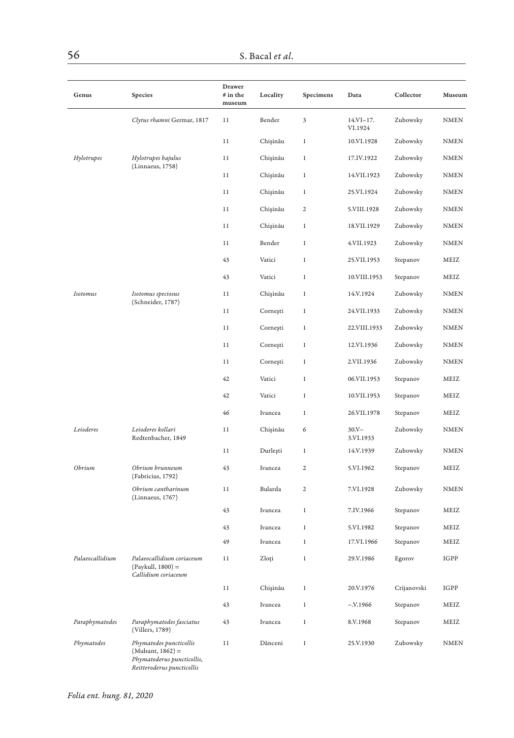| Genus | Species | Drawer # in the museum | Locality | Specimens | Data | Collector | Museum |
|---|---|---|---|---|---|---|---|
| | *Clytus rhamni* Germar, 1817 | 11 | Bender | 3 | 14.VI–17. VI.1924 | Zubowsky | NMEN |
| | | 11 | Chişinău | 1 | 10.VI.1928 | Zubowsky | NMEN |
| *Hylotrupes* | *Hylotrupes bajulus* (Linnaeus, 1758) | 11 | Chişinău | 1 | 17.IV.1922 | Zubowsky | NMEN |
| | | 11 | Chişinău | 1 | 14.VII.1923 | Zubowsky | NMEN |
| | | 11 | Chişinău | 1 | 25.VI.1924 | Zubowsky | NMEN |
| | | 11 | Chişinău | 2 | 5.VIII.1928 | Zubowsky | NMEN |
| | | 11 | Chişinău | 1 | 18.VII.1929 | Zubowsky | NMEN |
| | | 11 | Bender | 1 | 4.VII.1923 | Zubowsky | NMEN |
| | | 43 | Vatici | 1 | 25.VII.1953 | Stepanov | MEIZ |
| | | 43 | Vatici | 1 | 10.VIII.1953 | Stepanov | MEIZ |
| *Isotomus* | *Isotomus speciosus* (Schneider, 1787) | 11 | Chişinău | 1 | 14.V.1924 | Zubowsky | NMEN |
| | | 11 | Corneşti | 1 | 24.VII.1933 | Zubowsky | NMEN |
| | | 11 | Corneşti | 1 | 22.VIII.1933 | Zubowsky | NMEN |
| | | 11 | Corneşti | 1 | 12.VI.1936 | Zubowsky | NMEN |
| | | 11 | Corneşti | 1 | 2.VII.1936 | Zubowsky | NMEN |
| | | 42 | Vatici | 1 | 06.VII.1953 | Stepanov | MEIZ |
| | | 42 | Vatici | 1 | 10.VII.1953 | Stepanov | MEIZ |
| | | 46 | Ivancea | 1 | 26.VII.1978 | Stepanov | MEIZ |
| *Leioderes* | *Leioderes kollari* Redtenbacher, 1849 | 11 | Chişinău | 6 | 30.V–3.VI.1933 | Zubowsky | NMEN |
| | | 11 | Durleşti | 1 | 14.V.1939 | Zubowsky | NMEN |
| *Obrium* | *Obrium brunneum* (Fabricius, 1792) | 43 | Ivancea | 2 | 5.VI.1962 | Stepanov | MEIZ |
| | *Obrium cantharinum* (Linnaeus, 1767) | 11 | Bularda | 2 | 7.VI.1928 | Zubowsky | NMEN |
| | | 43 | Ivancea | 1 | 7.IV.1966 | Stepanov | MEIZ |
| | | 43 | Ivancea | 1 | 5.VI.1982 | Stepanov | MEIZ |
| | | 49 | Ivancea | 1 | 17.VI.1966 | Stepanov | MEIZ |
| *Palaeocallidium* | *Palaeocallidium coriaceum* (Paykull, 1800) = *Callidium coriaceum* | 11 | Zloţi | 1 | 29.V.1986 | Egorov | IGPP |
| | | 11 | Chişinău | 1 | 20.V.1976 | Crijanovski | IGPP |
| | | 43 | Ivancea | 1 | –.V.1966 | Stepanov | MEIZ |
| *Paraphymatodes* | *Paraphymatodes fasciatus* (Villers, 1789) | 43 | Ivancea | 1 | 8.V.1968 | Stepanov | MEIZ |
| *Phymatodes* | *Phymatodes puncticollis* (Mulsant, 1862) = *Phymatoderus puncticollis*, *Reitteroderus puncticollis* | 11 | Dănceni | 1 | 25.V.1930 | Zubowsky | NMEN |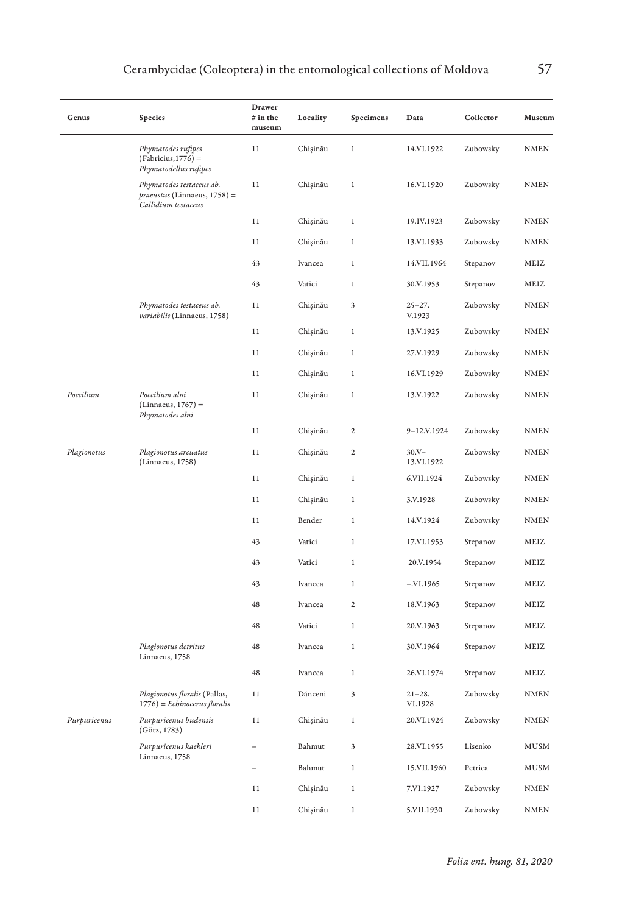| Genus | Species | Drawer # in the museum | Locality | Specimens | Data | Collector | Museum |
|---|---|---|---|---|---|---|---|
| | *Phymatodes rufipes* (Fabricius,1776) = *Phymatodellus rufipes* | 11 | Chişinău | 1 | 14.VI.1922 | Zubowsky | NMEN |
| | *Phymatodes testaceus ab. praeustus* (Linnaeus, 1758) = *Callidium testaceus* | 11 | Chişinău | 1 | 16.VI.1920 | Zubowsky | NMEN |
| | | 11 | Chişinău | 1 | 19.IV.1923 | Zubowsky | NMEN |
| | | 11 | Chişinău | 1 | 13.VI.1933 | Zubowsky | NMEN |
| | | 43 | Ivancea | 1 | 14.VII.1964 | Stepanov | MEIZ |
| | | 43 | Vatici | 1 | 30.V.1953 | Stepanov | MEIZ |
| | *Phymatodes testaceus ab. variabilis* (Linnaeus, 1758) | 11 | Chişinău | 3 | 25–27. V.1923 | Zubowsky | NMEN |
| | | 11 | Chişinău | 1 | 13.V.1925 | Zubowsky | NMEN |
| | | 11 | Chişinău | 1 | 27.V.1929 | Zubowsky | NMEN |
| | | 11 | Chişinău | 1 | 16.VI.1929 | Zubowsky | NMEN |
| *Poecilium* | *Poecilium alni* (Linnaeus, 1767) = *Phymatodes alni* | 11 | Chişinău | 1 | 13.V.1922 | Zubowsky | NMEN |
| | | 11 | Chişinău | 2 | 9–12.V.1924 | Zubowsky | NMEN |
| *Plagionotus* | *Plagionotus arcuatus* (Linnaeus, 1758) | 11 | Chişinău | 2 | 30.V–13.VI.1922 | Zubowsky | NMEN |
| | | 11 | Chişinău | 1 | 6.VII.1924 | Zubowsky | NMEN |
| | | 11 | Chişinău | 1 | 3.V.1928 | Zubowsky | NMEN |
| | | 11 | Bender | 1 | 14.V.1924 | Zubowsky | NMEN |
| | | 43 | Vatici | 1 | 17.VI.1953 | Stepanov | MEIZ |
| | | 43 | Vatici | 1 | 20.V.1954 | Stepanov | MEIZ |
| | | 43 | Ivancea | 1 | –.VI.1965 | Stepanov | MEIZ |
| | | 48 | Ivancea | 2 | 18.V.1963 | Stepanov | MEIZ |
| | | 48 | Vatici | 1 | 20.V.1963 | Stepanov | MEIZ |
| | *Plagionotus detritus* Linnaeus, 1758 | 48 | Ivancea | 1 | 30.V.1964 | Stepanov | MEIZ |
| | | 48 | Ivancea | 1 | 26.VI.1974 | Stepanov | MEIZ |
| | *Plagionotus floralis* (Pallas, 1776) = *Echinocerus floralis* | 11 | Dănceni | 3 | 21–28. VI.1928 | Zubowsky | NMEN |
| *Purpuricenus* | *Purpuricenus budensis* (Götz, 1783) | 11 | Chişinău | 1 | 20.VI.1924 | Zubowsky | NMEN |
| | *Purpuricenus kaehleri* Linnaeus, 1758 | – | Bahmut | 3 | 28.VI.1955 | Lîsenko | MUSM |
| | | – | Bahmut | 1 | 15.VII.1960 | Petrica | MUSM |
| | | 11 | Chişinău | 1 | 7.VI.1927 | Zubowsky | NMEN |
| | | 11 | Chişinău | 1 | 5.VII.1930 | Zubowsky | NMEN |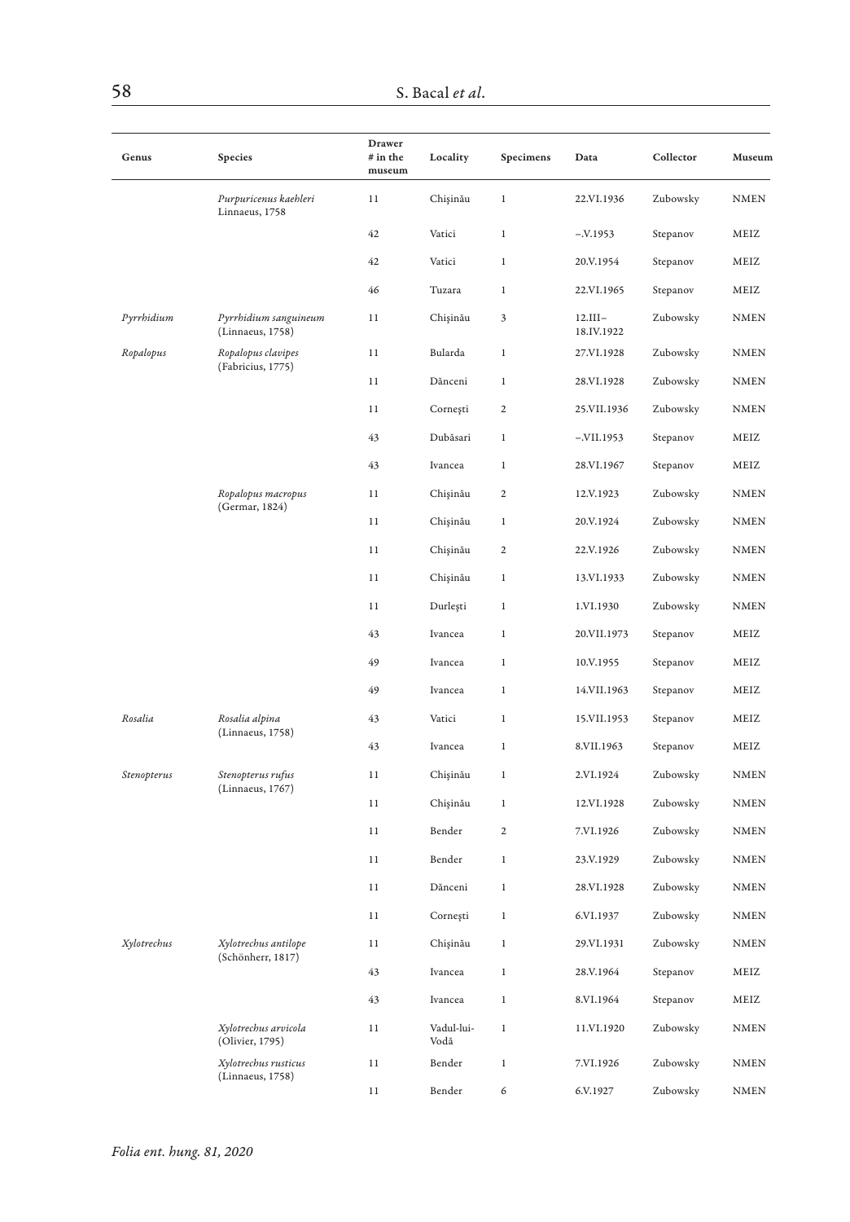| Genus | Species | Drawer # in the museum | Locality | Specimens | Data | Collector | Museum |
|---|---|---|---|---|---|---|---|
| | *Purpuricenus kaehleri* Linnaeus, 1758 | 11 | Chişinău | 1 | 22.VI.1936 | Zubowsky | NMEN |
| | | 42 | Vatici | 1 | –.V.1953 | Stepanov | MEIZ |
| | | 42 | Vatici | 1 | 20.V.1954 | Stepanov | MEIZ |
| | | 46 | Tuzara | 1 | 22.VI.1965 | Stepanov | MEIZ |
| *Pyrrhidium* | *Pyrrhidium sanguineum* (Linnaeus, 1758) | 11 | Chişinău | 3 | 12.III–18.IV.1922 | Zubowsky | NMEN |
| *Ropalopus* | *Ropalopus clavipes* (Fabricius, 1775) | 11 | Bularda | 1 | 27.VI.1928 | Zubowsky | NMEN |
| | | 11 | Dănceni | 1 | 28.VI.1928 | Zubowsky | NMEN |
| | | 11 | Corneşti | 2 | 25.VII.1936 | Zubowsky | NMEN |
| | | 43 | Dubăsari | 1 | –.VII.1953 | Stepanov | MEIZ |
| | | 43 | Ivancea | 1 | 28.VI.1967 | Stepanov | MEIZ |
| | *Ropalopus macropus* (Germar, 1824) | 11 | Chişinău | 2 | 12.V.1923 | Zubowsky | NMEN |
| | | 11 | Chişinău | 1 | 20.V.1924 | Zubowsky | NMEN |
| | | 11 | Chişinău | 2 | 22.V.1926 | Zubowsky | NMEN |
| | | 11 | Chişinău | 1 | 13.VI.1933 | Zubowsky | NMEN |
| | | 11 | Durleşti | 1 | 1.VI.1930 | Zubowsky | NMEN |
| | | 43 | Ivancea | 1 | 20.VII.1973 | Stepanov | MEIZ |
| | | 49 | Ivancea | 1 | 10.V.1955 | Stepanov | MEIZ |
| | | 49 | Ivancea | 1 | 14.VII.1963 | Stepanov | MEIZ |
| *Rosalia* | *Rosalia alpina* (Linnaeus, 1758) | 43 | Vatici | 1 | 15.VII.1953 | Stepanov | MEIZ |
| | | 43 | Ivancea | 1 | 8.VII.1963 | Stepanov | MEIZ |
| *Stenopterus* | *Stenopterus rufus* (Linnaeus, 1767) | 11 | Chişinău | 1 | 2.VI.1924 | Zubowsky | NMEN |
| | | 11 | Chişinău | 1 | 12.VI.1928 | Zubowsky | NMEN |
| | | 11 | Bender | 2 | 7.VI.1926 | Zubowsky | NMEN |
| | | 11 | Bender | 1 | 23.V.1929 | Zubowsky | NMEN |
| | | 11 | Dănceni | 1 | 28.VI.1928 | Zubowsky | NMEN |
| | | 11 | Corneşti | 1 | 6.VI.1937 | Zubowsky | NMEN |
| *Xylotrechus* | *Xylotrechus antilope* (Schönherr, 1817) | 11 | Chişinău | 1 | 29.VI.1931 | Zubowsky | NMEN |
| | | 43 | Ivancea | 1 | 28.V.1964 | Stepanov | MEIZ |
| | | 43 | Ivancea | 1 | 8.VI.1964 | Stepanov | MEIZ |
| | *Xylotrechus arvicola* (Olivier, 1795) | 11 | Vadul-lui-Vodă | 1 | 11.VI.1920 | Zubowsky | NMEN |
| | *Xylotrechus rusticus* (Linnaeus, 1758) | 11 | Bender | 1 | 7.VI.1926 | Zubowsky | NMEN |
| | | 11 | Bender | 6 | 6.V.1927 | Zubowsky | NMEN |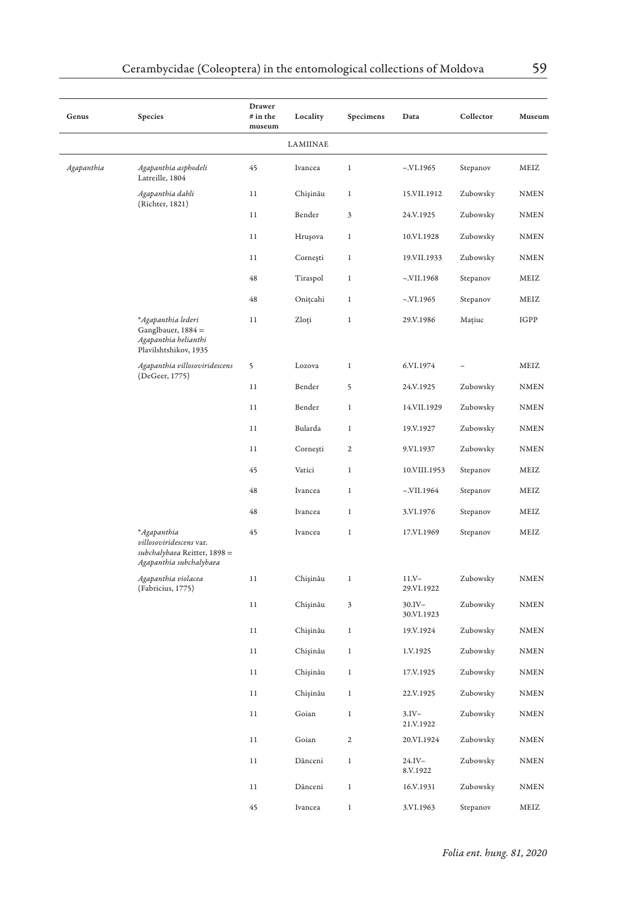| Genus | Species | Drawer # in the museum | Locality | Specimens | Data | Collector | Museum |
|---|---|---|---|---|---|---|---|
| | | | LAMIINAE | | | | |
| *Agapanthia* | *Agapanthia asphodeli* Latreille, 1804 | 45 | Ivancea | 1 | –.VI.1965 | Stepanov | MEIZ |
| | *Agapanthia dahli* (Richter, 1821) | 11 | Chişinău | 1 | 15.VII.1912 | Zubowsky | NMEN |
| | | 11 | Bender | 3 | 24.V.1925 | Zubowsky | NMEN |
| | | 11 | Hruşova | 1 | 10.VI.1928 | Zubowsky | NMEN |
| | | 11 | Corneşti | 1 | 19.VII.1933 | Zubowsky | NMEN |
| | | 48 | Tiraspol | 1 | –.VII.1968 | Stepanov | MEIZ |
| | | 48 | Oniţcahi | 1 | –.VI.1965 | Stepanov | MEIZ |
| | **Agapanthia lederi* Ganglbauer, 1884 = *Agapanthia helianthi* Plavilshtshikov, 1935 | 11 | Zloţi | 1 | 29.V.1986 | Maţiuc | IGPP |
| | *Agapanthia villosoviridescens* (DeGeer, 1775) | 5 | Lozova | 1 | 6.VI.1974 | – | MEIZ |
| | | 11 | Bender | 5 | 24.V.1925 | Zubowsky | NMEN |
| | | 11 | Bender | 1 | 14.VII.1929 | Zubowsky | NMEN |
| | | 11 | Bularda | 1 | 19.V.1927 | Zubowsky | NMEN |
| | | 11 | Corneşti | 2 | 9.VI.1937 | Zubowsky | NMEN |
| | | 45 | Vatici | 1 | 10.VIII.1953 | Stepanov | MEIZ |
| | | 48 | Ivancea | 1 | –.VII.1964 | Stepanov | MEIZ |
| | | 48 | Ivancea | 1 | 3.VI.1976 | Stepanov | MEIZ |
| | **Agapanthia villosoviridescens* var. *subchalybaea* Reitter, 1898 = *Agapanthia subchalybaea* | 45 | Ivancea | 1 | 17.VI.1969 | Stepanov | MEIZ |
| | *Agapanthia violacea* (Fabricius, 1775) | 11 | Chişinău | 1 | 11.V–29.VI.1922 | Zubowsky | NMEN |
| | | 11 | Chişinău | 3 | 30.IV–30.VI.1923 | Zubowsky | NMEN |
| | | 11 | Chişinău | 1 | 19.V.1924 | Zubowsky | NMEN |
| | | 11 | Chişinău | 1 | 1.V.1925 | Zubowsky | NMEN |
| | | 11 | Chişinău | 1 | 17.V.1925 | Zubowsky | NMEN |
| | | 11 | Chişinău | 1 | 22.V.1925 | Zubowsky | NMEN |
| | | 11 | Goian | 1 | 3.IV–21.V.1922 | Zubowsky | NMEN |
| | | 11 | Goian | 2 | 20.VI.1924 | Zubowsky | NMEN |
| | | 11 | Dănceni | 1 | 24.IV–8.V.1922 | Zubowsky | NMEN |
| | | 11 | Dănceni | 1 | 16.V.1931 | Zubowsky | NMEN |
| | | 45 | Ivancea | 1 | 3.VI.1963 | Stepanov | MEIZ |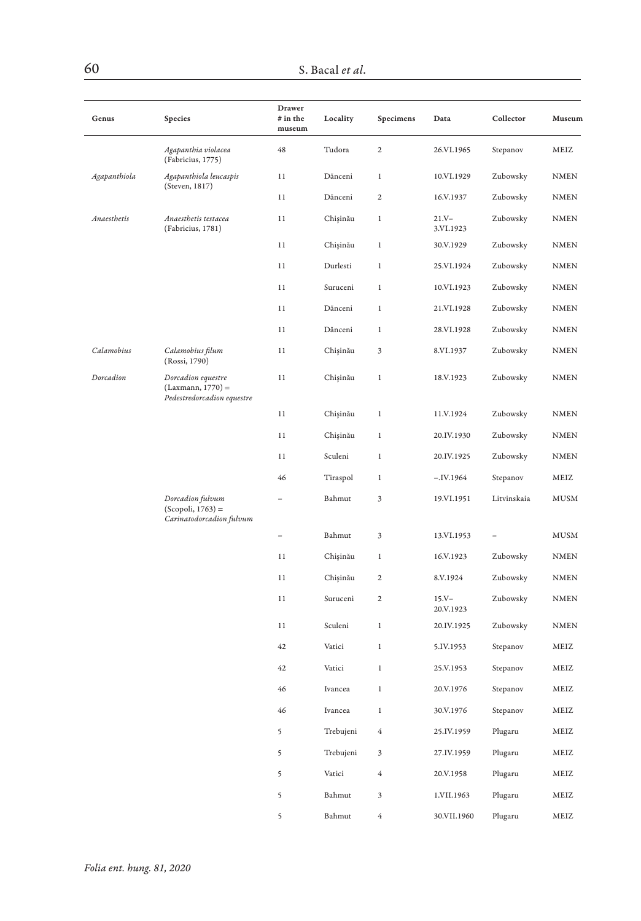| Genus | Species | Drawer # in the museum | Locality | Specimens | Data | Collector | Museum |
|---|---|---|---|---|---|---|---|
| | *Agapanthia violacea* (Fabricius, 1775) | 48 | Tudora | 2 | 26.VI.1965 | Stepanov | MEIZ |
| *Agapanthiola* | *Agapanthiola leucaspis* (Steven, 1817) | 11 | Dănceni | 1 | 10.VI.1929 | Zubowsky | NMEN |
| | | 11 | Dănceni | 2 | 16.V.1937 | Zubowsky | NMEN |
| *Anaesthetis* | *Anaesthetis testacea* (Fabricius, 1781) | 11 | Chişinău | 1 | 21.V–3.VI.1923 | Zubowsky | NMEN |
| | | 11 | Chişinău | 1 | 30.V.1929 | Zubowsky | NMEN |
| | | 11 | Durlesti | 1 | 25.VI.1924 | Zubowsky | NMEN |
| | | 11 | Suruceni | 1 | 10.VI.1923 | Zubowsky | NMEN |
| | | 11 | Dănceni | 1 | 21.VI.1928 | Zubowsky | NMEN |
| | | 11 | Dănceni | 1 | 28.VI.1928 | Zubowsky | NMEN |
| *Calamobius* | *Calamobius filum* (Rossi, 1790) | 11 | Chişinău | 3 | 8.VI.1937 | Zubowsky | NMEN |
| *Dorcadion* | *Dorcadion equestre* (Laxmann, 1770) = *Pedestredorcadion equestre* | 11 | Chişinău | 1 | 18.V.1923 | Zubowsky | NMEN |
| | | 11 | Chişinău | 1 | 11.V.1924 | Zubowsky | NMEN |
| | | 11 | Chişinău | 1 | 20.IV.1930 | Zubowsky | NMEN |
| | | 11 | Sculeni | 1 | 20.IV.1925 | Zubowsky | NMEN |
| | | 46 | Tiraspol | 1 | –.IV.1964 | Stepanov | MEIZ |
| | *Dorcadion fulvum* (Scopoli, 1763) = *Carinatodorcadion fulvum* | – | Bahmut | 3 | 19.VI.1951 | Litvinskaia | MUSM |
| | | – | Bahmut | 3 | 13.VI.1953 | – | MUSM |
| | | 11 | Chişinău | 1 | 16.V.1923 | Zubowsky | NMEN |
| | | 11 | Chişinău | 2 | 8.V.1924 | Zubowsky | NMEN |
| | | 11 | Suruceni | 2 | 15.V–20.V.1923 | Zubowsky | NMEN |
| | | 11 | Sculeni | 1 | 20.IV.1925 | Zubowsky | NMEN |
| | | 42 | Vatici | 1 | 5.IV.1953 | Stepanov | MEIZ |
| | | 42 | Vatici | 1 | 25.V.1953 | Stepanov | MEIZ |
| | | 46 | Ivancea | 1 | 20.V.1976 | Stepanov | MEIZ |
| | | 46 | Ivancea | 1 | 30.V.1976 | Stepanov | MEIZ |
| | | 5 | Trebujeni | 4 | 25.IV.1959 | Plugaru | MEIZ |
| | | 5 | Trebujeni | 3 | 27.IV.1959 | Plugaru | MEIZ |
| | | 5 | Vatici | 4 | 20.V.1958 | Plugaru | MEIZ |
| | | 5 | Bahmut | 3 | 1.VII.1963 | Plugaru | MEIZ |
| | | 5 | Bahmut | 4 | 30.VII.1960 | Plugaru | MEIZ |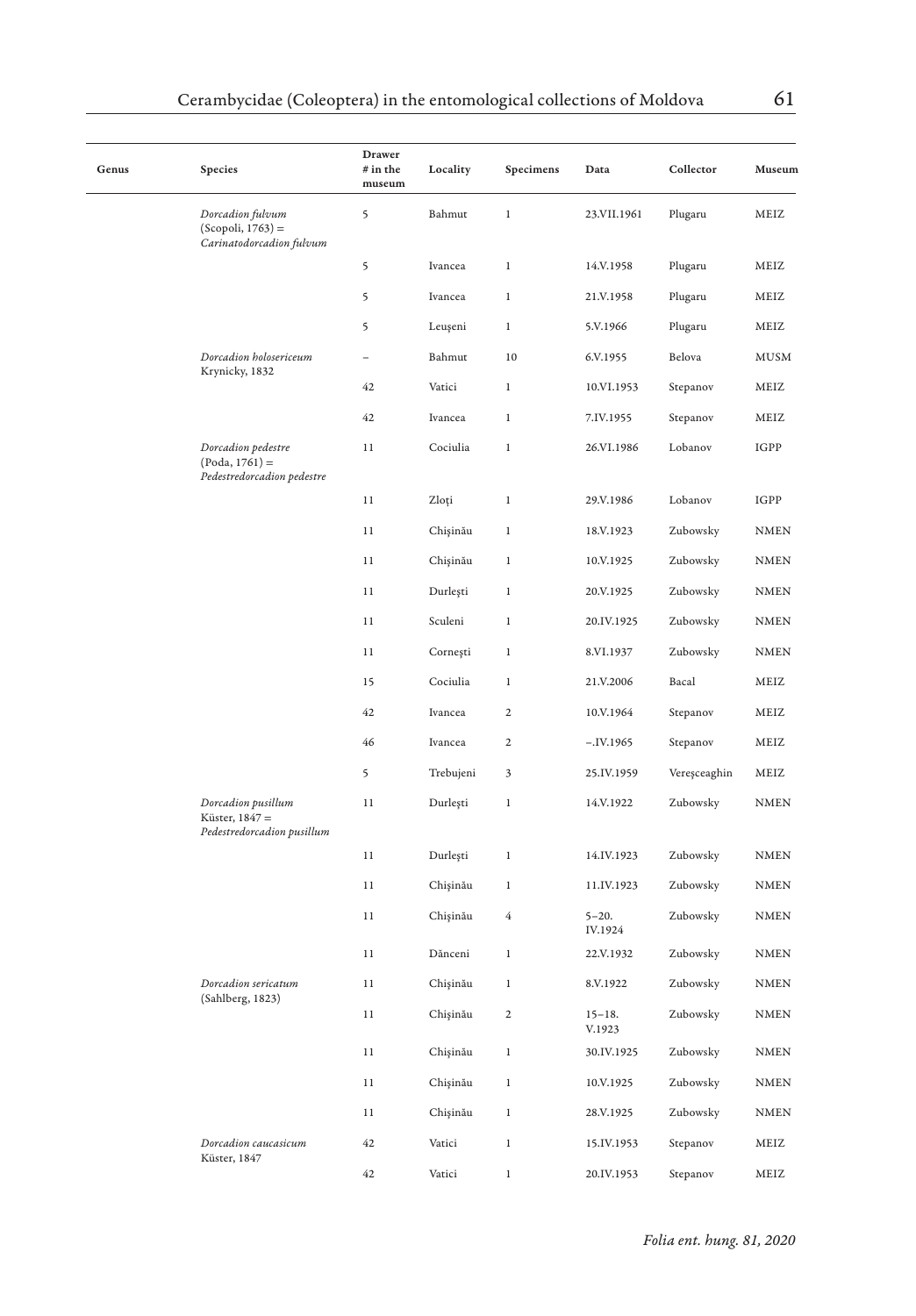| Genus | Species | Drawer # in the museum | Locality | Specimens | Data | Collector | Museum |
|---|---|---|---|---|---|---|---|
| | *Dorcadion fulvum* (Scopoli, 1763) = *Carinatodorcadion fulvum* | 5 | Bahmut | 1 | 23.VII.1961 | Plugaru | MEIZ |
| | | 5 | Ivancea | 1 | 14.V.1958 | Plugaru | MEIZ |
| | | 5 | Ivancea | 1 | 21.V.1958 | Plugaru | MEIZ |
| | | 5 | Leuşeni | 1 | 5.V.1966 | Plugaru | MEIZ |
| | *Dorcadion holosericeum* Krynicky, 1832 | – | Bahmut | 10 | 6.V.1955 | Belova | MUSM |
| | | 42 | Vatici | 1 | 10.VI.1953 | Stepanov | MEIZ |
| | | 42 | Ivancea | 1 | 7.IV.1955 | Stepanov | MEIZ |
| | *Dorcadion pedestre* (Poda, 1761) = *Pedestredorcadion pedestre* | 11 | Cociulia | 1 | 26.VI.1986 | Lobanov | IGPP |
| | | 11 | Zloţi | 1 | 29.V.1986 | Lobanov | IGPP |
| | | 11 | Chişinău | 1 | 18.V.1923 | Zubowsky | NMEN |
| | | 11 | Chişinău | 1 | 10.V.1925 | Zubowsky | NMEN |
| | | 11 | Durleşti | 1 | 20.V.1925 | Zubowsky | NMEN |
| | | 11 | Sculeni | 1 | 20.IV.1925 | Zubowsky | NMEN |
| | | 11 | Corneşti | 1 | 8.VI.1937 | Zubowsky | NMEN |
| | | 15 | Cociulia | 1 | 21.V.2006 | Bacal | MEIZ |
| | | 42 | Ivancea | 2 | 10.V.1964 | Stepanov | MEIZ |
| | | 46 | Ivancea | 2 | –.IV.1965 | Stepanov | MEIZ |
| | | 5 | Trebujeni | 3 | 25.IV.1959 | Vereşceaghin | MEIZ |
| | *Dorcadion pusillum* Küster, 1847 = *Pedestredorcadion pusillum* | 11 | Durleşti | 1 | 14.V.1922 | Zubowsky | NMEN |
| | | 11 | Durleşti | 1 | 14.IV.1923 | Zubowsky | NMEN |
| | | 11 | Chişinău | 1 | 11.IV.1923 | Zubowsky | NMEN |
| | | 11 | Chişinău | 4 | 5–20. IV.1924 | Zubowsky | NMEN |
| | | 11 | Dănceni | 1 | 22.V.1932 | Zubowsky | NMEN |
| | *Dorcadion sericatum* (Sahlberg, 1823) | 11 | Chişinău | 1 | 8.V.1922 | Zubowsky | NMEN |
| | | 11 | Chişinău | 2 | 15–18. V.1923 | Zubowsky | NMEN |
| | | 11 | Chişinău | 1 | 30.IV.1925 | Zubowsky | NMEN |
| | | 11 | Chişinău | 1 | 10.V.1925 | Zubowsky | NMEN |
| | | 11 | Chişinău | 1 | 28.V.1925 | Zubowsky | NMEN |
| | *Dorcadion caucasicum* Küster, 1847 | 42 | Vatici | 1 | 15.IV.1953 | Stepanov | MEIZ |
| | | 42 | Vatici | 1 | 20.IV.1953 | Stepanov | MEIZ |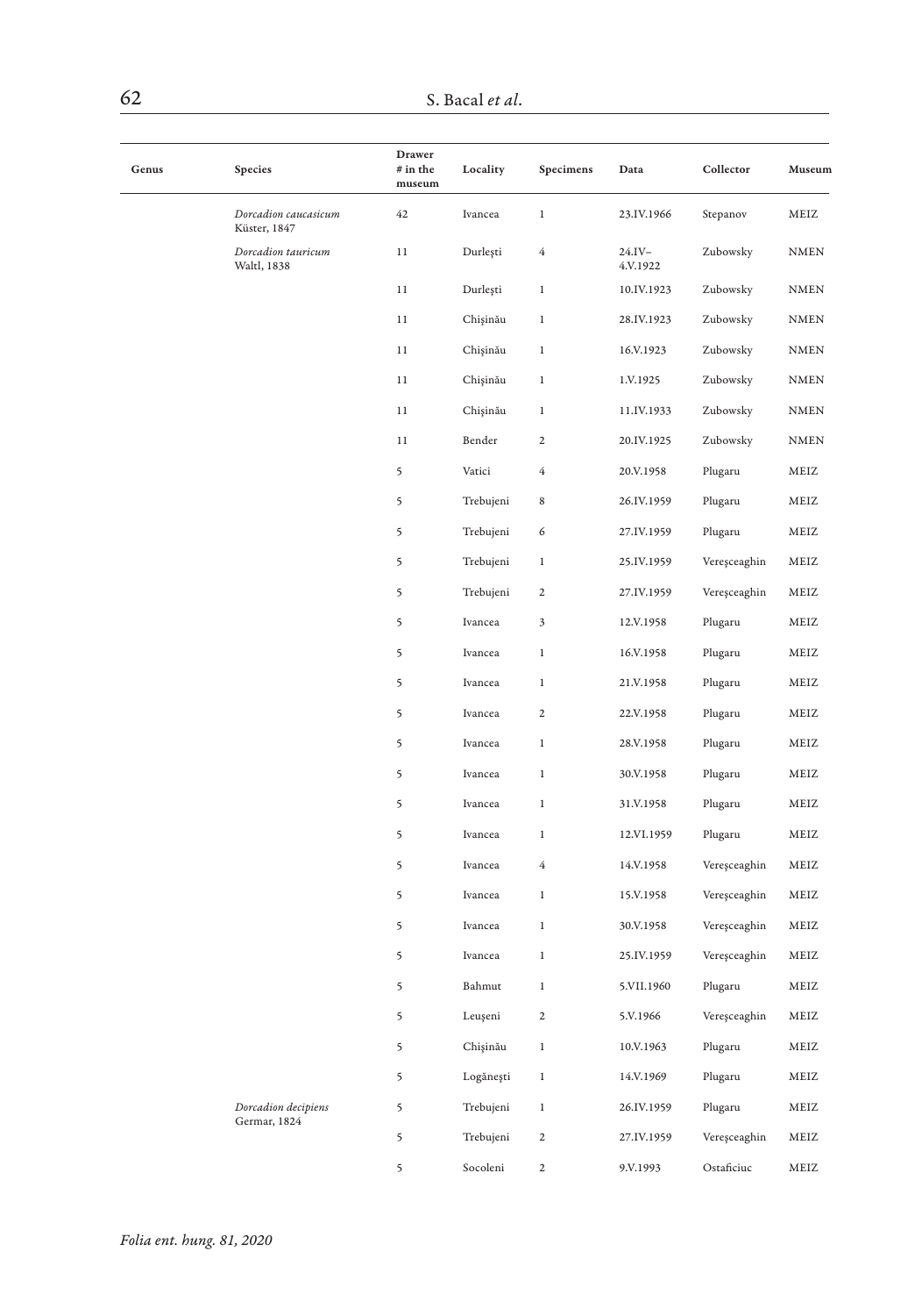| Genus | Species | Drawer # in the museum | Locality | Specimens | Data | Collector | Museum |
|---|---|---|---|---|---|---|---|
| | *Dorcadion caucasicum* Küster, 1847 | 42 | Ivancea | 1 | 23.IV.1966 | Stepanov | MEIZ |
| | *Dorcadion tauricum* Waltl, 1838 | 11 | Durlești | 4 | 24.IV–4.V.1922 | Zubowsky | NMEN |
| | | 11 | Durlești | 1 | 10.IV.1923 | Zubowsky | NMEN |
| | | 11 | Chișinău | 1 | 28.IV.1923 | Zubowsky | NMEN |
| | | 11 | Chișinău | 1 | 16.V.1923 | Zubowsky | NMEN |
| | | 11 | Chișinău | 1 | 1.V.1925 | Zubowsky | NMEN |
| | | 11 | Chișinău | 1 | 11.IV.1933 | Zubowsky | NMEN |
| | | 11 | Bender | 2 | 20.IV.1925 | Zubowsky | NMEN |
| | | 5 | Vatici | 4 | 20.V.1958 | Plugaru | MEIZ |
| | | 5 | Trebujeni | 8 | 26.IV.1959 | Plugaru | MEIZ |
| | | 5 | Trebujeni | 6 | 27.IV.1959 | Plugaru | MEIZ |
| | | 5 | Trebujeni | 1 | 25.IV.1959 | Vereşceaghin | MEIZ |
| | | 5 | Trebujeni | 2 | 27.IV.1959 | Vereşceaghin | MEIZ |
| | | 5 | Ivancea | 3 | 12.V.1958 | Plugaru | MEIZ |
| | | 5 | Ivancea | 1 | 16.V.1958 | Plugaru | MEIZ |
| | | 5 | Ivancea | 1 | 21.V.1958 | Plugaru | MEIZ |
| | | 5 | Ivancea | 2 | 22.V.1958 | Plugaru | MEIZ |
| | | 5 | Ivancea | 1 | 28.V.1958 | Plugaru | MEIZ |
| | | 5 | Ivancea | 1 | 30.V.1958 | Plugaru | MEIZ |
| | | 5 | Ivancea | 1 | 31.V.1958 | Plugaru | MEIZ |
| | | 5 | Ivancea | 1 | 12.VI.1959 | Plugaru | MEIZ |
| | | 5 | Ivancea | 4 | 14.V.1958 | Vereşceaghin | MEIZ |
| | | 5 | Ivancea | 1 | 15.V.1958 | Vereşceaghin | MEIZ |
| | | 5 | Ivancea | 1 | 30.V.1958 | Vereşceaghin | MEIZ |
| | | 5 | Ivancea | 1 | 25.IV.1959 | Vereşceaghin | MEIZ |
| | | 5 | Bahmut | 1 | 5.VII.1960 | Plugaru | MEIZ |
| | | 5 | Leușeni | 2 | 5.V.1966 | Vereşceaghin | MEIZ |
| | | 5 | Chișinău | 1 | 10.V.1963 | Plugaru | MEIZ |
| | | 5 | Logănești | 1 | 14.V.1969 | Plugaru | MEIZ |
| | *Dorcadion decipiens* Germar, 1824 | 5 | Trebujeni | 1 | 26.IV.1959 | Plugaru | MEIZ |
| | | 5 | Trebujeni | 2 | 27.IV.1959 | Vereşceaghin | MEIZ |
| | | 5 | Socoleni | 2 | 9.V.1993 | Ostaficiuc | MEIZ |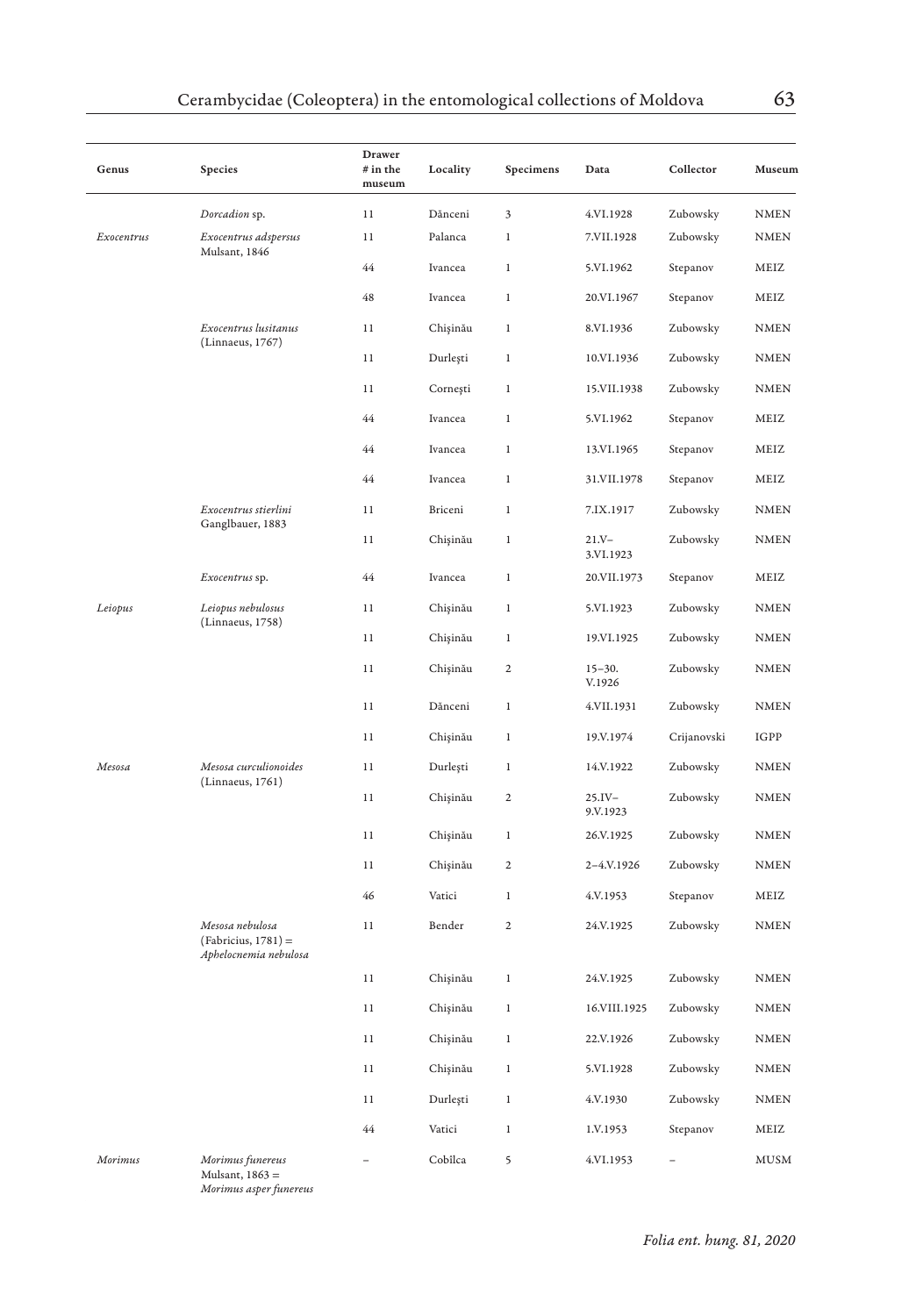| Genus | Species | Drawer # in the museum | Locality | Specimens | Data | Collector | Museum |
|---|---|---|---|---|---|---|---|
| | *Dorcadion* sp. | 11 | Dănceni | 3 | 4.VI.1928 | Zubowsky | NMEN |
| *Exocentrus* | *Exocentrus adspersus* Mulsant, 1846 | 11 | Palanca | 1 | 7.VII.1928 | Zubowsky | NMEN |
| | | 44 | Ivancea | 1 | 5.VI.1962 | Stepanov | MEIZ |
| | | 48 | Ivancea | 1 | 20.VI.1967 | Stepanov | MEIZ |
| | *Exocentrus lusitanus* (Linnaeus, 1767) | 11 | Chişinău | 1 | 8.VI.1936 | Zubowsky | NMEN |
| | | 11 | Durleşti | 1 | 10.VI.1936 | Zubowsky | NMEN |
| | | 11 | Corneşti | 1 | 15.VII.1938 | Zubowsky | NMEN |
| | | 44 | Ivancea | 1 | 5.VI.1962 | Stepanov | MEIZ |
| | | 44 | Ivancea | 1 | 13.VI.1965 | Stepanov | MEIZ |
| | | 44 | Ivancea | 1 | 31.VII.1978 | Stepanov | MEIZ |
| | *Exocentrus stierlini* Ganglbauer, 1883 | 11 | Briceni | 1 | 7.IX.1917 | Zubowsky | NMEN |
| | | 11 | Chişinău | 1 | 21.V–3.VI.1923 | Zubowsky | NMEN |
| | *Exocentrus* sp. | 44 | Ivancea | 1 | 20.VII.1973 | Stepanov | MEIZ |
| *Leiopus* | *Leiopus nebulosus* (Linnaeus, 1758) | 11 | Chişinău | 1 | 5.VI.1923 | Zubowsky | NMEN |
| | | 11 | Chişinău | 1 | 19.VI.1925 | Zubowsky | NMEN |
| | | 11 | Chişinău | 2 | 15–30.V.1926 | Zubowsky | NMEN |
| | | 11 | Dănceni | 1 | 4.VII.1931 | Zubowsky | NMEN |
| | | 11 | Chişinău | 1 | 19.V.1974 | Crijanovski | IGPP |
| *Mesosa* | *Mesosa curculionoides* (Linnaeus, 1761) | 11 | Durleşti | 1 | 14.V.1922 | Zubowsky | NMEN |
| | | 11 | Chişinău | 2 | 25.IV–9.V.1923 | Zubowsky | NMEN |
| | | 11 | Chişinău | 1 | 26.V.1925 | Zubowsky | NMEN |
| | | 11 | Chişinău | 2 | 2–4.V.1926 | Zubowsky | NMEN |
| | | 46 | Vatici | 1 | 4.V.1953 | Stepanov | MEIZ |
| | *Mesosa nebulosa* (Fabricius, 1781) = *Aphelocnemia nebulosa* | 11 | Bender | 2 | 24.V.1925 | Zubowsky | NMEN |
| | | 11 | Chişinău | 1 | 24.V.1925 | Zubowsky | NMEN |
| | | 11 | Chişinău | 1 | 16.VIII.1925 | Zubowsky | NMEN |
| | | 11 | Chişinău | 1 | 22.V.1926 | Zubowsky | NMEN |
| | | 11 | Chişinău | 1 | 5.VI.1928 | Zubowsky | NMEN |
| | | 11 | Durleşti | 1 | 4.V.1930 | Zubowsky | NMEN |
| | | 44 | Vatici | 1 | 1.V.1953 | Stepanov | MEIZ |
| *Morimus* | *Morimus funereus* Mulsant, 1863 = *Morimus asper funereus* | – | Cobîlca | 5 | 4.VI.1953 | – | MUSM |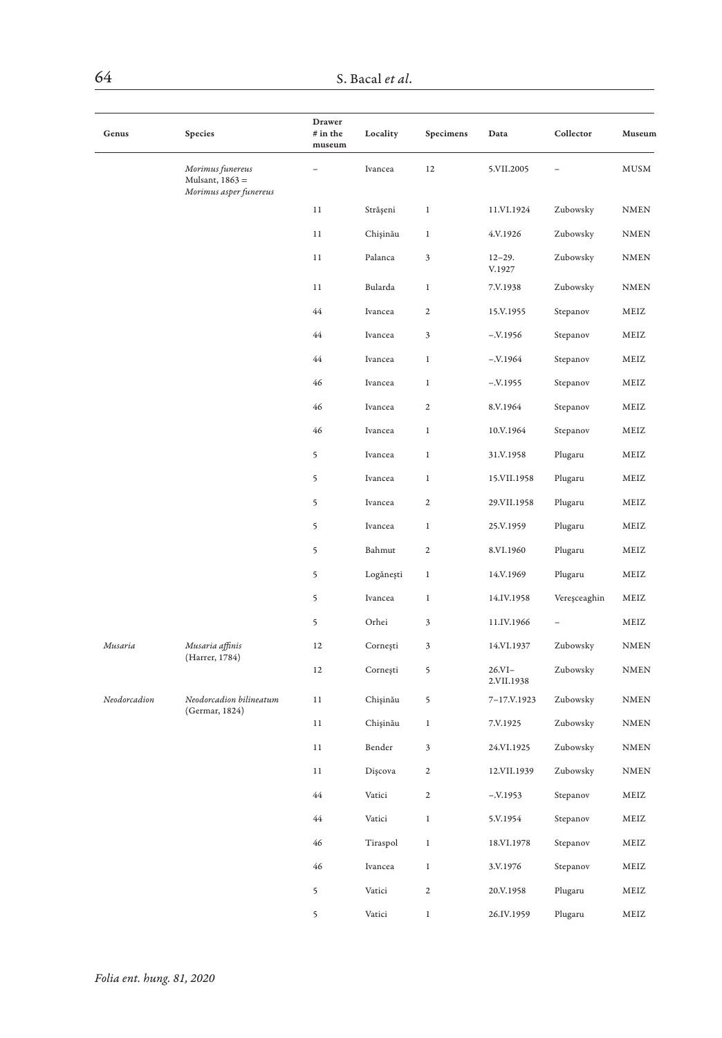| Genus | Species | Drawer # in the museum | Locality | Specimens | Data | Collector | Museum |
|---|---|---|---|---|---|---|---|
| | *Morimus funereus* Mulsant, 1863 = *Morimus asper funereus* | – | Ivancea | 12 | 5.VII.2005 | – | MUSM |
| | | 11 | Strășeni | 1 | 11.VI.1924 | Zubowsky | NMEN |
| | | 11 | Chișinău | 1 | 4.V.1926 | Zubowsky | NMEN |
| | | 11 | Palanca | 3 | 12–29. V.1927 | Zubowsky | NMEN |
| | | 11 | Bularda | 1 | 7.V.1938 | Zubowsky | NMEN |
| | | 44 | Ivancea | 2 | 15.V.1955 | Stepanov | MEIZ |
| | | 44 | Ivancea | 3 | –.V.1956 | Stepanov | MEIZ |
| | | 44 | Ivancea | 1 | –.V.1964 | Stepanov | MEIZ |
| | | 46 | Ivancea | 1 | –.V.1955 | Stepanov | MEIZ |
| | | 46 | Ivancea | 2 | 8.V.1964 | Stepanov | MEIZ |
| | | 46 | Ivancea | 1 | 10.V.1964 | Stepanov | MEIZ |
| | | 5 | Ivancea | 1 | 31.V.1958 | Plugaru | MEIZ |
| | | 5 | Ivancea | 1 | 15.VII.1958 | Plugaru | MEIZ |
| | | 5 | Ivancea | 2 | 29.VII.1958 | Plugaru | MEIZ |
| | | 5 | Ivancea | 1 | 25.V.1959 | Plugaru | MEIZ |
| | | 5 | Bahmut | 2 | 8.VI.1960 | Plugaru | MEIZ |
| | | 5 | Logănești | 1 | 14.V.1969 | Plugaru | MEIZ |
| | | 5 | Ivancea | 1 | 14.IV.1958 | Vereșceaghin | MEIZ |
| | | 5 | Orhei | 3 | 11.IV.1966 | – | MEIZ |
| *Musaria* | *Musaria affinis* (Harrer, 1784) | 12 | Cornești | 3 | 14.VI.1937 | Zubowsky | NMEN |
| | | 12 | Cornești | 5 | 26.VI–2.VII.1938 | Zubowsky | NMEN |
| *Neodorcadion* | *Neodorcadion bilineatum* (Germar, 1824) | 11 | Chișinău | 5 | 7–17.V.1923 | Zubowsky | NMEN |
| | | 11 | Chișinău | 1 | 7.V.1925 | Zubowsky | NMEN |
| | | 11 | Bender | 3 | 24.VI.1925 | Zubowsky | NMEN |
| | | 11 | Dișcova | 2 | 12.VII.1939 | Zubowsky | NMEN |
| | | 44 | Vatici | 2 | –.V.1953 | Stepanov | MEIZ |
| | | 44 | Vatici | 1 | 5.V.1954 | Stepanov | MEIZ |
| | | 46 | Tiraspol | 1 | 18.VI.1978 | Stepanov | MEIZ |
| | | 46 | Ivancea | 1 | 3.V.1976 | Stepanov | MEIZ |
| | | 5 | Vatici | 2 | 20.V.1958 | Plugaru | MEIZ |
| | | 5 | Vatici | 1 | 26.IV.1959 | Plugaru | MEIZ |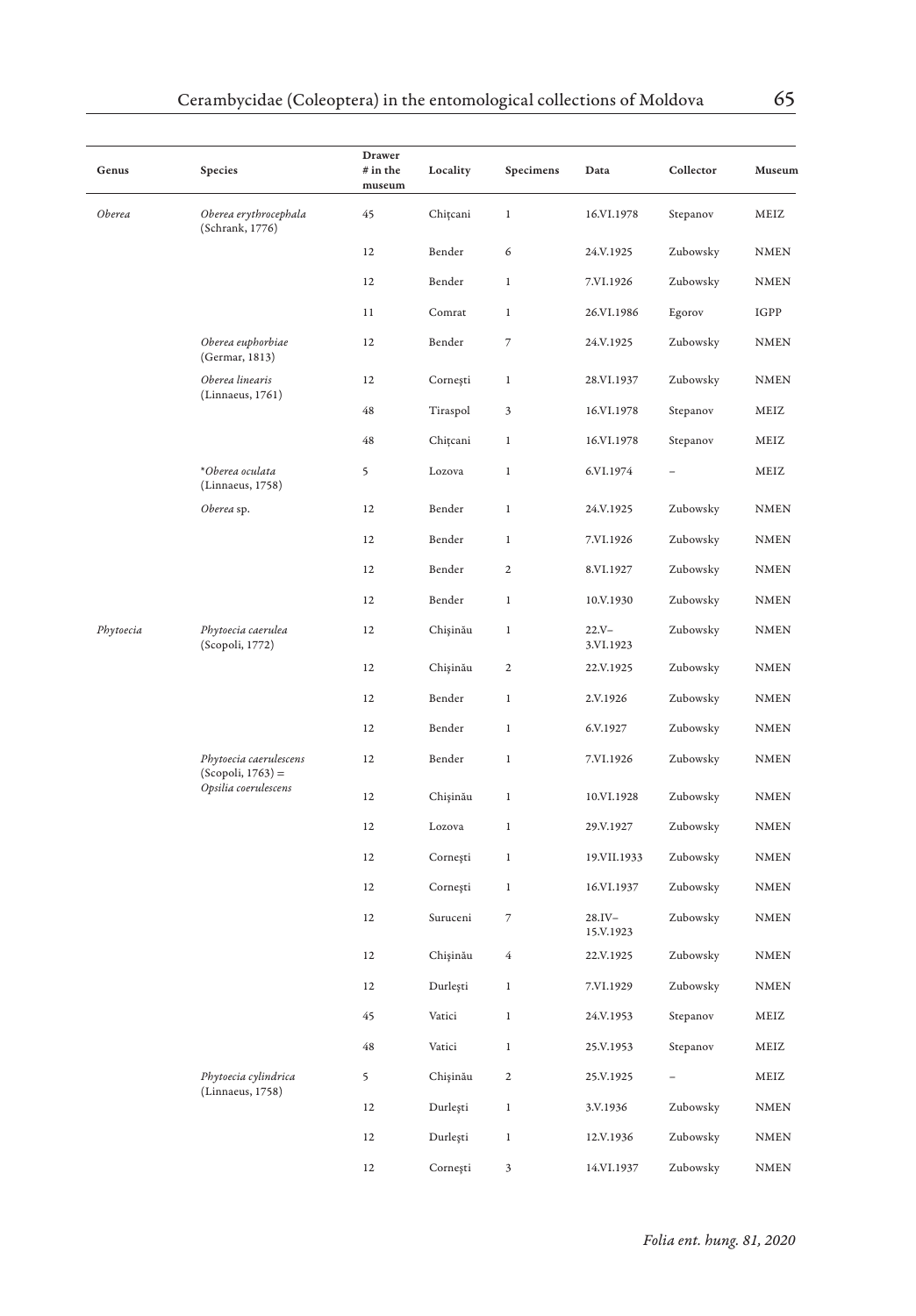| Genus | Species | Drawer # in the museum | Locality | Specimens | Data | Collector | Museum |
|---|---|---|---|---|---|---|---|
| *Oberea* | *Oberea erythrocephala* (Schrank, 1776) | 45 | Chițcani | 1 | 16.VI.1978 | Stepanov | MEIZ |
| | | 12 | Bender | 6 | 24.V.1925 | Zubowsky | NMEN |
| | | 12 | Bender | 1 | 7.VI.1926 | Zubowsky | NMEN |
| | | 11 | Comrat | 1 | 26.VI.1986 | Egorov | IGPP |
| | *Oberea euphorbiae* (Germar, 1813) | 12 | Bender | 7 | 24.V.1925 | Zubowsky | NMEN |
| | *Oberea linearis* (Linnaeus, 1761) | 12 | Cornești | 1 | 28.VI.1937 | Zubowsky | NMEN |
| | | 48 | Tiraspol | 3 | 16.VI.1978 | Stepanov | MEIZ |
| | | 48 | Chițcani | 1 | 16.VI.1978 | Stepanov | MEIZ |
| | **Oberea oculata* (Linnaeus, 1758) | 5 | Lozova | 1 | 6.VI.1974 | – | MEIZ |
| | *Oberea* sp. | 12 | Bender | 1 | 24.V.1925 | Zubowsky | NMEN |
| | | 12 | Bender | 1 | 7.VI.1926 | Zubowsky | NMEN |
| | | 12 | Bender | 2 | 8.VI.1927 | Zubowsky | NMEN |
| | | 12 | Bender | 1 | 10.V.1930 | Zubowsky | NMEN |
| *Phytoecia* | *Phytoecia caerulea* (Scopoli, 1772) | 12 | Chișinău | 1 | 22.V–3.VI.1923 | Zubowsky | NMEN |
| | | 12 | Chișinău | 2 | 22.V.1925 | Zubowsky | NMEN |
| | | 12 | Bender | 1 | 2.V.1926 | Zubowsky | NMEN |
| | | 12 | Bender | 1 | 6.V.1927 | Zubowsky | NMEN |
| | *Phytoecia caerulescens* (Scopoli, 1763) = *Opsilia coerulescens* | 12 | Bender | 1 | 7.VI.1926 | Zubowsky | NMEN |
| | | 12 | Chișinău | 1 | 10.VI.1928 | Zubowsky | NMEN |
| | | 12 | Lozova | 1 | 29.V.1927 | Zubowsky | NMEN |
| | | 12 | Cornești | 1 | 19.VII.1933 | Zubowsky | NMEN |
| | | 12 | Cornești | 1 | 16.VI.1937 | Zubowsky | NMEN |
| | | 12 | Suruceni | 7 | 28.IV–15.V.1923 | Zubowsky | NMEN |
| | | 12 | Chișinău | 4 | 22.V.1925 | Zubowsky | NMEN |
| | | 12 | Durlești | 1 | 7.VI.1929 | Zubowsky | NMEN |
| | | 45 | Vatici | 1 | 24.V.1953 | Stepanov | MEIZ |
| | | 48 | Vatici | 1 | 25.V.1953 | Stepanov | MEIZ |
| | *Phytoecia cylindrica* (Linnaeus, 1758) | 5 | Chișinău | 2 | 25.V.1925 | – | MEIZ |
| | | 12 | Durlești | 1 | 3.V.1936 | Zubowsky | NMEN |
| | | 12 | Durlești | 1 | 12.V.1936 | Zubowsky | NMEN |
| | | 12 | Cornești | 3 | 14.VI.1937 | Zubowsky | NMEN |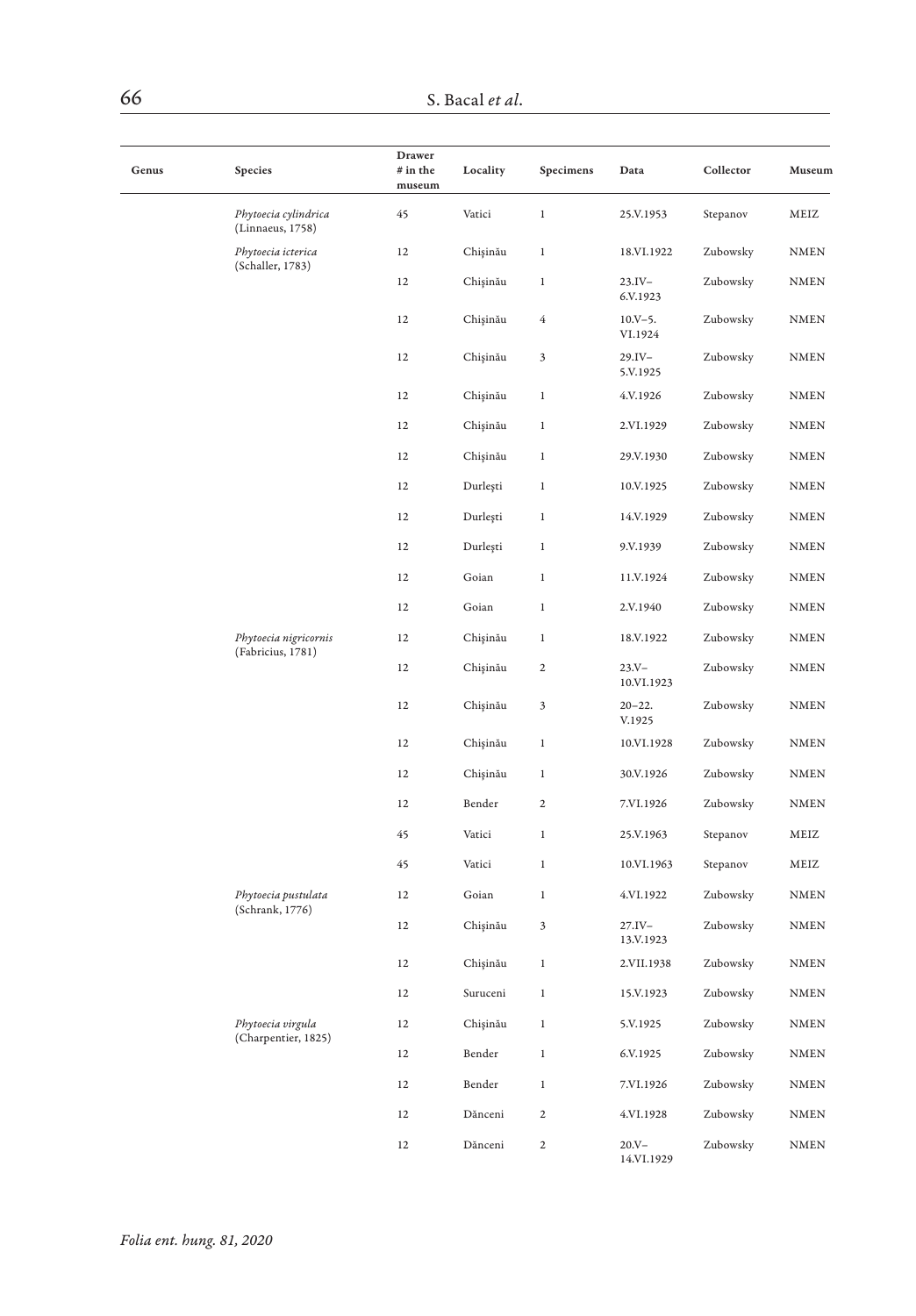| Genus | Species | Drawer # in the museum | Locality | Specimens | Data | Collector | Museum |
|---|---|---|---|---|---|---|---|
| | *Phytoecia cylindrica* (Linnaeus, 1758) | 45 | Vatici | 1 | 25.V.1953 | Stepanov | MEIZ |
| | *Phytoecia icterica* (Schaller, 1783) | 12 | Chişinău | 1 | 18.VI.1922 | Zubowsky | NMEN |
| | | 12 | Chişinău | 1 | 23.IV–6.V.1923 | Zubowsky | NMEN |
| | | 12 | Chişinău | 4 | 10.V–5.VI.1924 | Zubowsky | NMEN |
| | | 12 | Chişinău | 3 | 29.IV–5.V.1925 | Zubowsky | NMEN |
| | | 12 | Chişinău | 1 | 4.V.1926 | Zubowsky | NMEN |
| | | 12 | Chişinău | 1 | 2.VI.1929 | Zubowsky | NMEN |
| | | 12 | Chişinău | 1 | 29.V.1930 | Zubowsky | NMEN |
| | | 12 | Durleşti | 1 | 10.V.1925 | Zubowsky | NMEN |
| | | 12 | Durleşti | 1 | 14.V.1929 | Zubowsky | NMEN |
| | | 12 | Durleşti | 1 | 9.V.1939 | Zubowsky | NMEN |
| | | 12 | Goian | 1 | 11.V.1924 | Zubowsky | NMEN |
| | | 12 | Goian | 1 | 2.V.1940 | Zubowsky | NMEN |
| | *Phytoecia nigricornis* (Fabricius, 1781) | 12 | Chişinău | 1 | 18.V.1922 | Zubowsky | NMEN |
| | | 12 | Chişinău | 2 | 23.V–10.VI.1923 | Zubowsky | NMEN |
| | | 12 | Chişinău | 3 | 20–22.V.1925 | Zubowsky | NMEN |
| | | 12 | Chişinău | 1 | 10.VI.1928 | Zubowsky | NMEN |
| | | 12 | Chişinău | 1 | 30.V.1926 | Zubowsky | NMEN |
| | | 12 | Bender | 2 | 7.VI.1926 | Zubowsky | NMEN |
| | | 45 | Vatici | 1 | 25.V.1963 | Stepanov | MEIZ |
| | | 45 | Vatici | 1 | 10.VI.1963 | Stepanov | MEIZ |
| | *Phytoecia pustulata* (Schrank, 1776) | 12 | Goian | 1 | 4.VI.1922 | Zubowsky | NMEN |
| | | 12 | Chişinău | 3 | 27.IV–13.V.1923 | Zubowsky | NMEN |
| | | 12 | Chişinău | 1 | 2.VII.1938 | Zubowsky | NMEN |
| | | 12 | Suruceni | 1 | 15.V.1923 | Zubowsky | NMEN |
| | *Phytoecia virgula* (Charpentier, 1825) | 12 | Chişinău | 1 | 5.V.1925 | Zubowsky | NMEN |
| | | 12 | Bender | 1 | 6.V.1925 | Zubowsky | NMEN |
| | | 12 | Bender | 1 | 7.VI.1926 | Zubowsky | NMEN |
| | | 12 | Dănceni | 2 | 4.VI.1928 | Zubowsky | NMEN |
| | | 12 | Dănceni | 2 | 20.V–14.VI.1929 | Zubowsky | NMEN |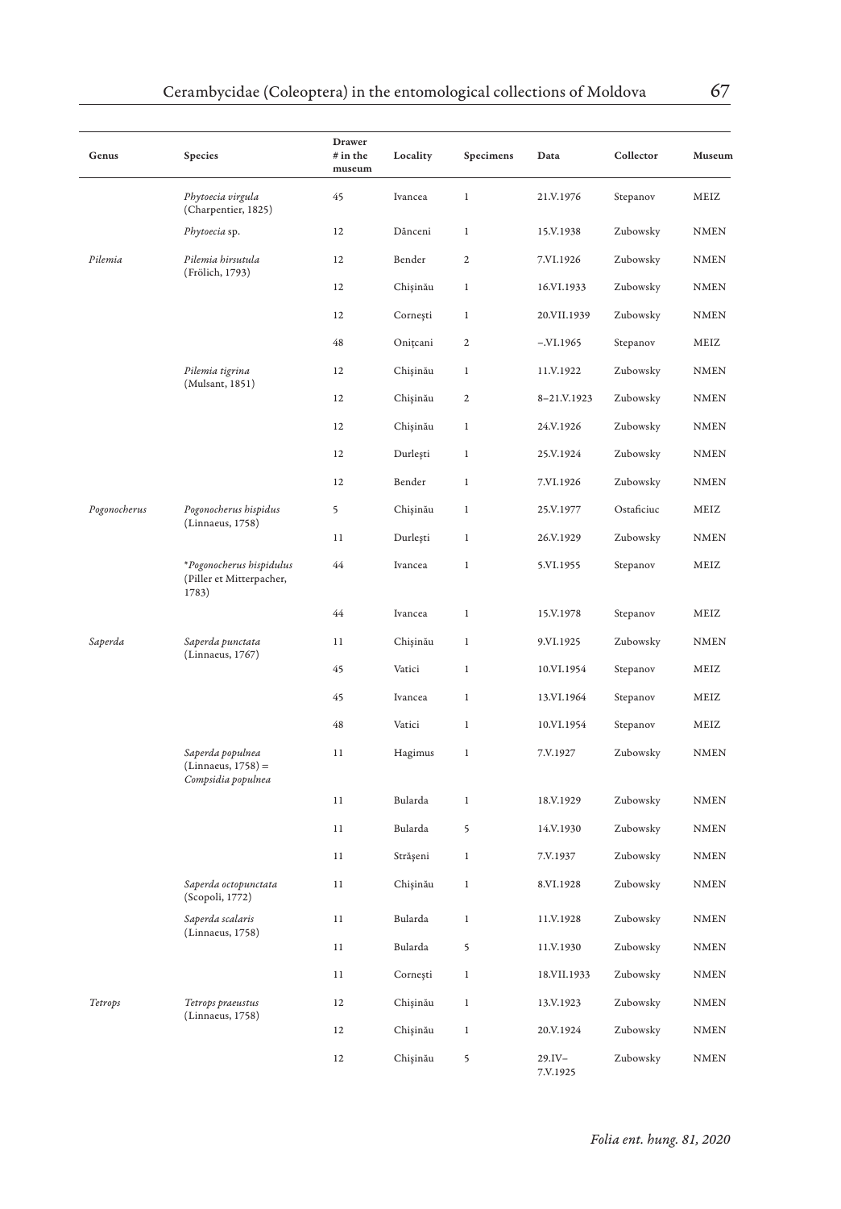| Genus | Species | Drawer # in the museum | Locality | Specimens | Data | Collector | Museum |
|---|---|---|---|---|---|---|---|
| | *Phytoecia virgula* (Charpentier, 1825) | 45 | Ivancea | 1 | 21.V.1976 | Stepanov | MEIZ |
| | *Phytoecia* sp. | 12 | Dănceni | 1 | 15.V.1938 | Zubowsky | NMEN |
| *Pilemia* | *Pilemia hirsutula* (Frölich, 1793) | 12 | Bender | 2 | 7.VI.1926 | Zubowsky | NMEN |
| | | 12 | Chişinău | 1 | 16.VI.1933 | Zubowsky | NMEN |
| | | 12 | Corneşti | 1 | 20.VII.1939 | Zubowsky | NMEN |
| | | 48 | Oniţcani | 2 | –.VI.1965 | Stepanov | MEIZ |
| | *Pilemia tigrina* (Mulsant, 1851) | 12 | Chişinău | 1 | 11.V.1922 | Zubowsky | NMEN |
| | | 12 | Chişinău | 2 | 8–21.V.1923 | Zubowsky | NMEN |
| | | 12 | Chişinău | 1 | 24.V.1926 | Zubowsky | NMEN |
| | | 12 | Durleşti | 1 | 25.V.1924 | Zubowsky | NMEN |
| | | 12 | Bender | 1 | 7.VI.1926 | Zubowsky | NMEN |
| *Pogonocherus* | *Pogonocherus hispidus* (Linnaeus, 1758) | 5 | Chişinău | 1 | 25.V.1977 | Ostaficiuc | MEIZ |
| | | 11 | Durleşti | 1 | 26.V.1929 | Zubowsky | NMEN |
| | **Pogonocherus hispidulus* (Piller et Mitterpacher, 1783) | 44 | Ivancea | 1 | 5.VI.1955 | Stepanov | MEIZ |
| | | 44 | Ivancea | 1 | 15.V.1978 | Stepanov | MEIZ |
| *Saperda* | *Saperda punctata* (Linnaeus, 1767) | 11 | Chişinău | 1 | 9.VI.1925 | Zubowsky | NMEN |
| | | 45 | Vatici | 1 | 10.VI.1954 | Stepanov | MEIZ |
| | | 45 | Ivancea | 1 | 13.VI.1964 | Stepanov | MEIZ |
| | | 48 | Vatici | 1 | 10.VI.1954 | Stepanov | MEIZ |
| | *Saperda populnea* (Linnaeus, 1758) = *Compsidia populnea* | 11 | Hagimus | 1 | 7.V.1927 | Zubowsky | NMEN |
| | | 11 | Bularda | 1 | 18.V.1929 | Zubowsky | NMEN |
| | | 11 | Bularda | 5 | 14.V.1930 | Zubowsky | NMEN |
| | | 11 | Străşeni | 1 | 7.V.1937 | Zubowsky | NMEN |
| | *Saperda octopunctata* (Scopoli, 1772) | 11 | Chişinău | 1 | 8.VI.1928 | Zubowsky | NMEN |
| | *Saperda scalaris* (Linnaeus, 1758) | 11 | Bularda | 1 | 11.V.1928 | Zubowsky | NMEN |
| | | 11 | Bularda | 5 | 11.V.1930 | Zubowsky | NMEN |
| | | 11 | Corneşti | 1 | 18.VII.1933 | Zubowsky | NMEN |
| *Tetrops* | *Tetrops praeustus* (Linnaeus, 1758) | 12 | Chişinău | 1 | 13.V.1923 | Zubowsky | NMEN |
| | | 12 | Chişinău | 1 | 20.V.1924 | Zubowsky | NMEN |
| | | 12 | Chişinău | 5 | 29.IV–7.V.1925 | Zubowsky | NMEN |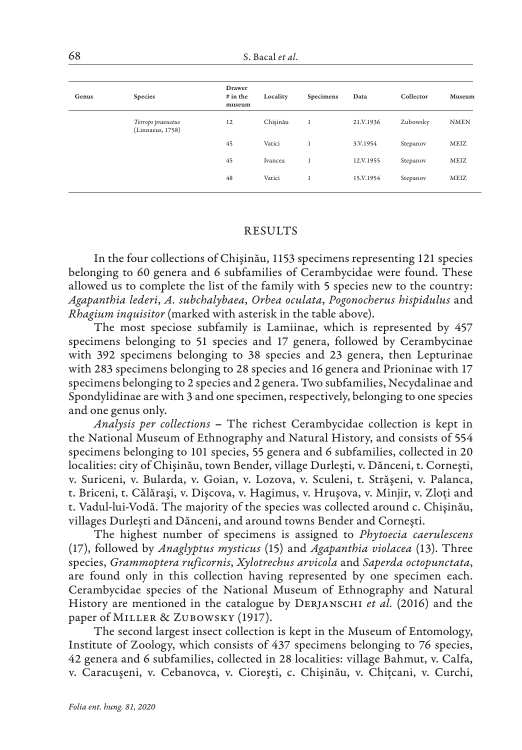| Genus | Species | Drawer # in the museum | Locality | Specimens | Data | Collector | Museum |
|---|---|---|---|---|---|---|---|
| | *Tetrops praeustus* (Linnaeus, 1758) | 12 | Chişinău | 1 | 21.V.1936 | Zubowsky | NMEN |
| | | 45 | Vatici | 1 | 3.V.1954 | Stepanov | MEIZ |
| | | 45 | Ivancea | 1 | 12.V.1955 | Stepanov | MEIZ |
| | | 48 | Vatici | 1 | 15.V.1954 | Stepanov | MEIZ |

## RESULTS

In the four collections of Chişinău, 1153 specimens representing 121 species belonging to 60 genera and 6 subfamilies of Cerambycidae were found. These allowed us to complete the list of the family with 5 species new to the country: *Agapanthia lederi*, *A. subchalybaea*, *Orbea oculata*, *Pogonocherus hispidulus* and *Rhagium inquisitor* (marked with asterisk in the table above).

The most speciose subfamily is Lamiinae, which is represented by 457 specimens belonging to 51 species and 17 genera, followed by Cerambycinae with 392 specimens belonging to 38 species and 23 genera, then Lepturinae with 283 specimens belonging to 28 species and 16 genera and Prioninae with 17 specimens belonging to 2 species and 2 genera. Two subfamilies, Necydalinae and Spondylidinae are with 3 and one specimen, respectively, belonging to one species and one genus only.

*Analysis per collections* – The richest Cerambycidae collection is kept in the National Museum of Ethnography and Natural History, and consists of 554 specimens belonging to 101 species, 55 genera and 6 subfamilies, collected in 20 localities: city of Chişinău, town Bender, village Durleşti, v. Dănceni, t. Corneşti, v. Suriceni, v. Bularda, v. Goian, v. Lozova, v. Sculeni, t. Străşeni, v. Palanca, t. Briceni, t. Călăraşi, v. Dişcova, v. Hagimus, v. Hruşova, v. Minjir, v. Zloţi and t. Vadul-lui-Vodă. The majority of the species was collected around c. Chişinău, villages Durleşti and Dănceni, and around towns Bender and Corneşti.

The highest number of specimens is assigned to *Phytoecia caerulescens* (17), followed by *Anaglyptus mysticus* (15) and *Agapanthia violacea* (13). Three species, *Grammoptera ruficornis*, *Xylotrechus arvicola* and *Saperda octopunctata*, are found only in this collection having represented by one specimen each. Cerambycidae species of the National Museum of Ethnography and Natural History are mentioned in the catalogue by Derjanschi *et al.* (2016) and the paper of Miller & Zubowsky (1917).

The second largest insect collection is kept in the Museum of Entomology, Institute of Zoology, which consists of 437 specimens belonging to 76 species, 42 genera and 6 subfamilies, collected in 28 localities: village Bahmut, v. Calfa, v. Caracuşeni, v. Cebanovca, v. Cioreşti, c. Chişinău, v. Chiţcani, v. Curchi,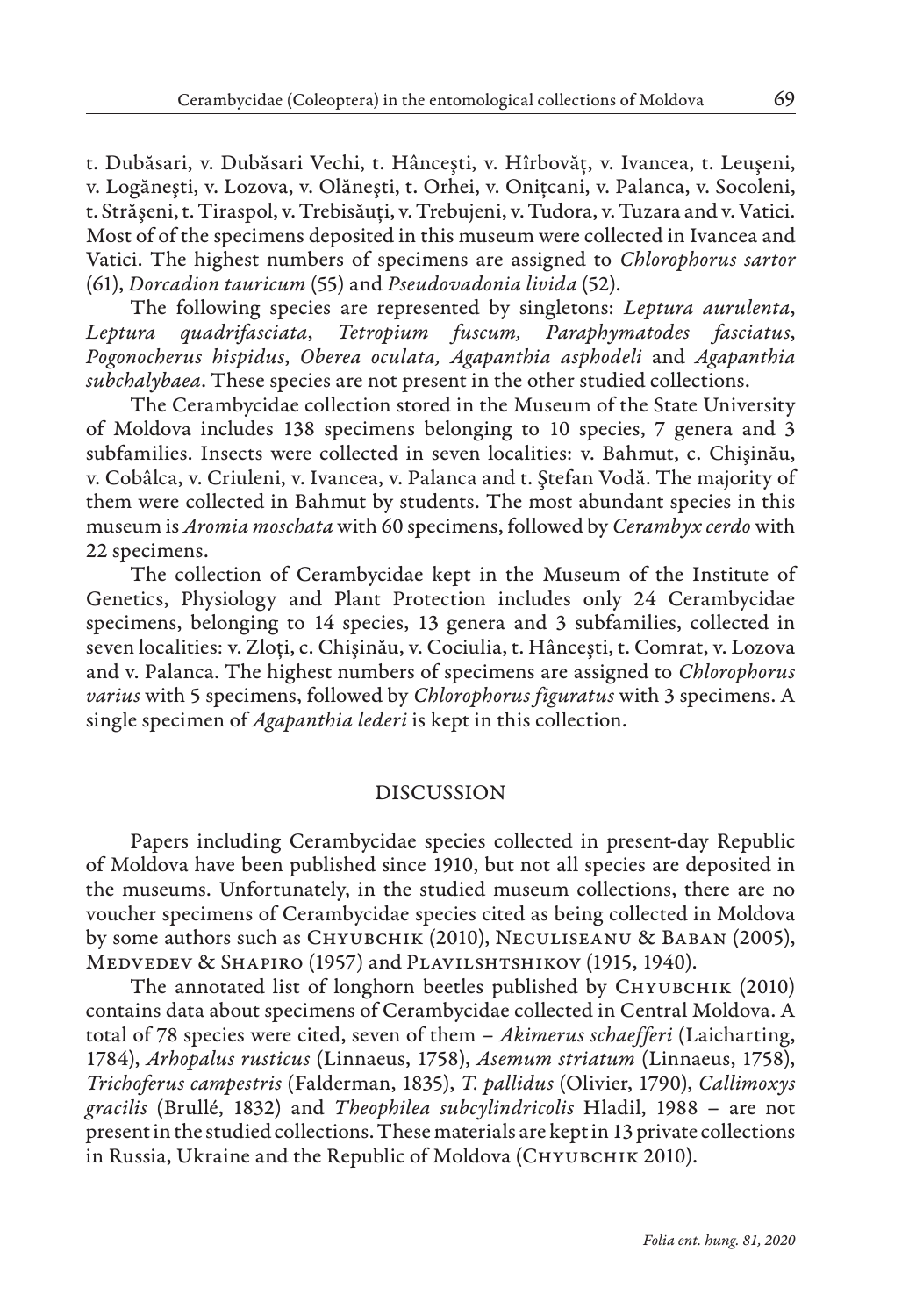t. Dubăsari, v. Dubăsari Vechi, t. Hânceşti, v. Hîrbovăţ, v. Ivancea, t. Leuşeni, v. Logăneşti, v. Lozova, v. Olăneşti, t. Orhei, v. Onițcani, v. Palanca, v. Socoleni, t. Străşeni, t. Tiraspol, v. Trebisăuți, v. Trebujeni, v. Tudora, v. Tuzara and v. Vatici. Most of of the specimens deposited in this museum were collected in Ivancea and Vatici. The highest numbers of specimens are assigned to *Chlorophorus sartor* (61), *Dorcadion tauricum* (55) and *Pseudovadonia livida* (52).

The following species are represented by singletons: *Leptura aurulenta*, *Leptura quadrifasciata*, *Tetropium fuscum, Paraphymatodes fasciatus*, *Pogonocherus hispidus*, *Oberea oculata, Agapanthia asphodeli* and *Agapanthia subchalybaea*. These species are not present in the other studied collections.

The Cerambycidae collection stored in the Museum of the State University of Moldova includes 138 specimens belonging to 10 species, 7 genera and 3 subfamilies. Insects were collected in seven localities: v. Bahmut, c. Chişinău, v. Cobâlca, v. Criuleni, v. Ivancea, v. Palanca and t. Ştefan Vodă. The majority of them were collected in Bahmut by students. The most abundant species in this museum is *Aromia moschata* with 60 specimens, followed by *Cerambyx cerdo* with 22 specimens.

The collection of Cerambycidae kept in the Museum of the Institute of Genetics, Physiology and Plant Protection includes only 24 Cerambycidae specimens, belonging to 14 species, 13 genera and 3 subfamilies, collected in seven localities: v. Zloți, c. Chişinău, v. Cociulia, t. Hânceşti, t. Comrat, v. Lozova and v. Palanca. The highest numbers of specimens are assigned to *Chlorophorus varius* with 5 specimens, followed by *Chlorophorus figuratus* with 3 specimens. A single specimen of *Agapanthia lederi* is kept in this collection.

## DISCUSSION

Papers including Cerambycidae species collected in present-day Republic of Moldova have been published since 1910, but not all species are deposited in the museums. Unfortunately, in the studied museum collections, there are no voucher specimens of Cerambycidae species cited as being collected in Moldova by some authors such as Chyubchik (2010), Neculiseanu & Baban (2005), Medvedev & Shapiro (1957) and Plavilshtshikov (1915, 1940).

The annotated list of longhorn beetles published by Chyubchik (2010) contains data about specimens of Cerambycidae collected in Central Moldova. A total of 78 species were cited, seven of them – *Akimerus schaefferi* (Laicharting, 1784), *Arhopalus rusticus* (Linnaeus, 1758), *Asemum striatum* (Linnaeus, 1758), *Trichoferus campestris* (Falderman, 1835), *T. pallidus* (Olivier, 1790), *Callimoxys gracilis* (Brullé, 1832) and *Theophilea subcylindricolis* Hladil, 1988 – are not present in the studied collections. These materials are kept in 13 private collections in Russia, Ukraine and the Republic of Moldova (Chyubchik 2010).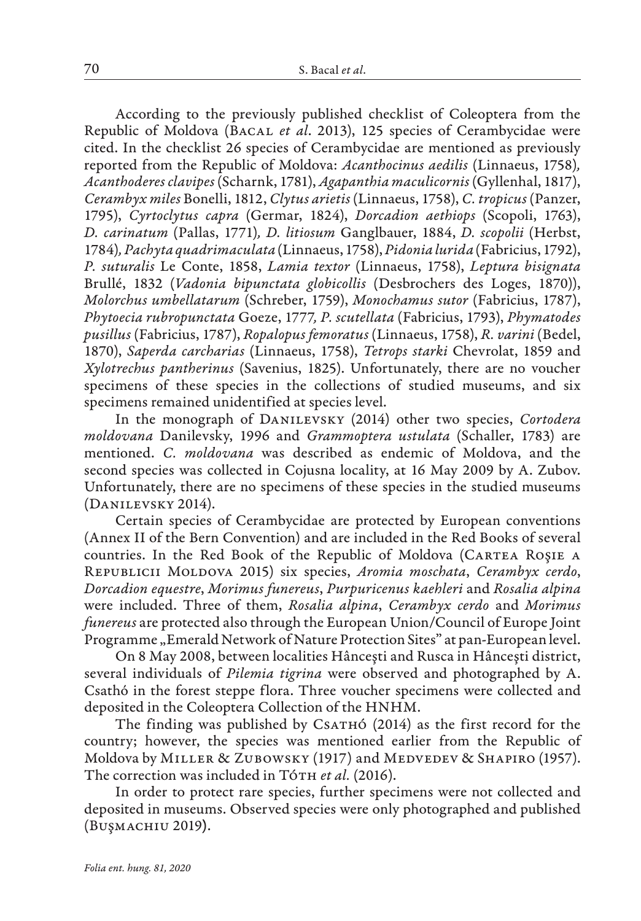According to the previously published checklist of Coleoptera from the Republic of Moldova (Bacal *et al*. 2013), 125 species of Cerambycidae were cited. In the checklist 26 species of Cerambycidae are mentioned as previously reported from the Republic of Moldova: *Acanthocinus aedilis* (Linnaeus, 1758)*, Acanthoderes clavipes* (Scharnk, 1781), *Agapanthia maculicornis* (Gyllenhal, 1817), *Cerambyx miles* Bonelli, 1812, *Clytus arietis* (Linnaeus, 1758), *C. tropicus* (Panzer, 1795), *Cyrtoclytus capra* (Germar, 1824), *Dorcadion aethiops* (Scopoli, 1763), *D. carinatum* (Pallas, 1771)*, D. litiosum* Ganglbauer, 1884, *D. scopolii* (Herbst, 1784)*, Pachyta quadrimaculata* (Linnaeus, 1758), *Pidonia lurida* (Fabricius, 1792), *P. suturalis* Le Conte, 1858, *Lamia textor* (Linnaeus, 1758), *Leptura bisignata* Brullé, 1832 (*Vadonia bipunctata globicollis* (Desbrochers des Loges, 1870)), *Molorchus umbellatarum* (Schreber, 1759), *Monochamus sutor* (Fabricius, 1787), *Phytoecia rubropunctata* Goeze, 1777*, P. scutellata* (Fabricius, 1793), *Phymatodes pusillus* (Fabricius, 1787), *Ropalopus femoratus* (Linnaeus, 1758), *R. varini* (Bedel, 1870), *Saperda carcharias* (Linnaeus, 1758), *Tetrops starki* Chevrolat, 1859 and *Xylotrechus pantherinus* (Savenius, 1825). Unfortunately, there are no voucher specimens of these species in the collections of studied museums, and six specimens remained unidentified at species level.

In the monograph of Danilevsky (2014) other two species, *Cortodera moldovana* Danilevsky, 1996 and *Grammoptera ustulata* (Schaller, 1783) are mentioned. *C. moldovana* was described as endemic of Moldova, and the second species was collected in Cojusna locality, at 16 May 2009 by A. Zubov. Unfortunately, there are no specimens of these species in the studied museums (Danilevsky 2014).

Certain species of Cerambycidae are protected by European conventions (Annex II of the Bern Convention) and are included in the Red Books of several countries. In the Red Book of the Republic of Moldova (Cartea Roşie a Republicii Moldova 2015) six species, *Aromia moschata*, *Cerambyx cerdo*, *Dorcadion equestre*, *Morimus funereus*, *Purpuricenus kaehleri* and *Rosalia alpina* were included. Three of them, *Rosalia alpina*, *Cerambyx cerdo* and *Morimus funereus* are protected also through the European Union/Council of Europe Joint Programme „Emerald Network of Nature Protection Sites" at pan-European level.

On 8 May 2008, between localities Hânceşti and Rusca in Hânceşti district, several individuals of *Pilemia tigrina* were observed and photographed by A. Csathó in the forest steppe flora. Three voucher specimens were collected and deposited in the Coleoptera Collection of the HNHM.

The finding was published by Csathó (2014) as the first record for the country; however, the species was mentioned earlier from the Republic of Moldova by Miller & Zubowsky (1917) and Medvedev & Shapiro (1957). The correction was included in Tóth *et al.* (2016).

In order to protect rare species, further specimens were not collected and deposited in museums. Observed species were only photographed and published (Buşmachiu 2019).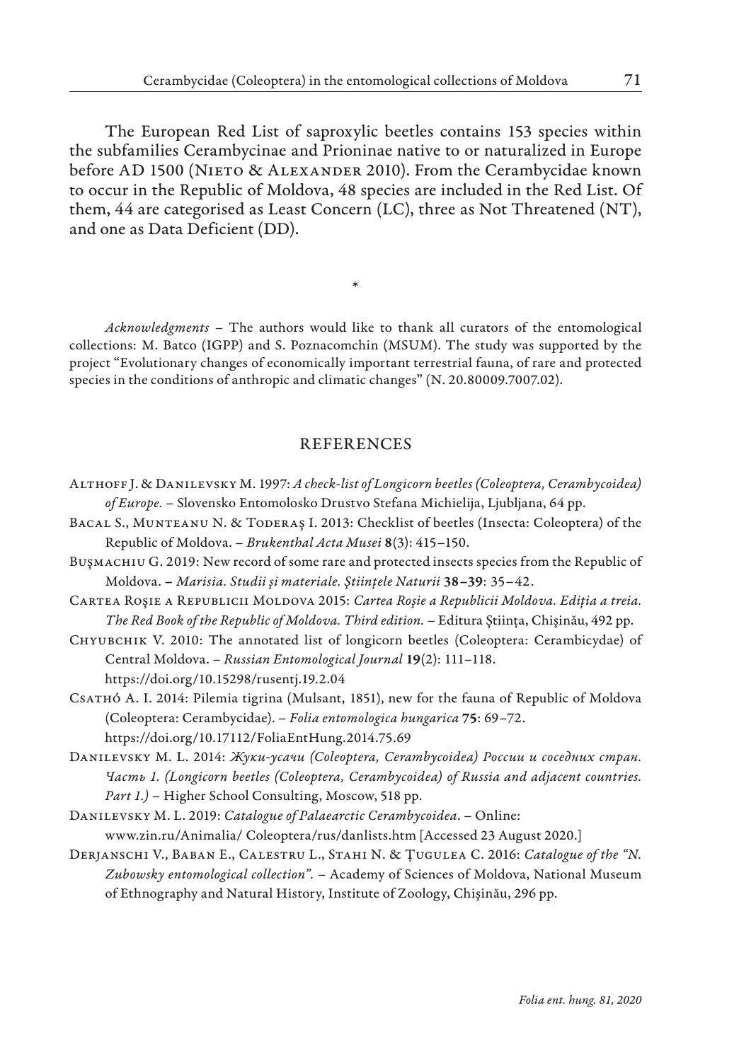The European Red List of saproxylic beetles contains 153 species within the subfamilies Cerambycinae and Prioninae native to or naturalized in Europe before AD 1500 (Nieto & Alexander 2010). From the Cerambycidae known to occur in the Republic of Moldova, 48 species are included in the Red List. Of them, 44 are categorised as Least Concern (LC), three as Not Threatened (NT), and one as Data Deficient (DD).

*

*Acknowledgments* – The authors would like to thank all curators of the entomological collections: M. Batco (IGPP) and S. Poznacomchin (MSUM). The study was supported by the project "Evolutionary changes of economically important terrestrial fauna, of rare and protected species in the conditions of anthropic and climatic changes" (N. 20.80009.7007.02).

## REFERENCES

Althoff J. & Danilevsky M. 1997: *A check-list of Longicorn beetles (Coleoptera, Cerambycoidea) of Europe.* – Slovensko Entomolosko Drustvo Stefana Michielija, Ljubljana, 64 pp.

Bacal S., Munteanu N. & Toderaş I. 2013: Checklist of beetles (Insecta: Coleoptera) of the Republic of Moldova. – *Brukenthal Acta Musei* **8**(3): 415–150.

Buşmachiu G. 2019: New record of some rare and protected insects species from the Republic of Moldova. – *Marisia. Studii şi materiale. Ştiinţele Naturii* **38–39**: 35–42.

Cartea Roşie a Republicii Moldova 2015: *Cartea Roşie a Republicii Moldova. Ediţia a treia. The Red Book of the Republic of Moldova. Third edition.* – Editura Ştiinţa, Chişinău, 492 pp.

Chyubchik V. 2010: The annotated list of longicorn beetles (Coleoptera: Cerambicydae) of Central Moldova. – *Russian Entomological Journal* **19**(2): 111–118. https://doi.org/10.15298/rusentj.19.2.04

Csathó A. I. 2014: Pilemia tigrina (Mulsant, 1851), new for the fauna of Republic of Moldova (Coleoptera: Cerambycidae). – *Folia entomologica hungarica* **75**: 69–72. https://doi.org/10.17112/FoliaEntHung.2014.75.69

Danilevsky M. L. 2014: *Жуки-усачи (Coleoptera, Cerambycoidea) России и соседних стран. Часть 1. (Longicorn beetles (Coleoptera, Cerambycoidea) of Russia and adjacent countries. Part 1.)* – Higher School Consulting, Moscow, 518 pp.

Danilevsky M. L. 2019: *Catalogue of Palaearctic Cerambycoidea*. – Online: www.zin.ru/Animalia/ Coleoptera/rus/danlists.htm [Accessed 23 August 2020.]

Derjanschi V., Baban E., Calestru L., Stahi N. & Ţugulea C. 2016: *Catalogue of the "N. Zubowsky entomological collection".* – Academy of Sciences of Moldova, National Museum of Ethnography and Natural History, Institute of Zoology, Chişinău, 296 pp.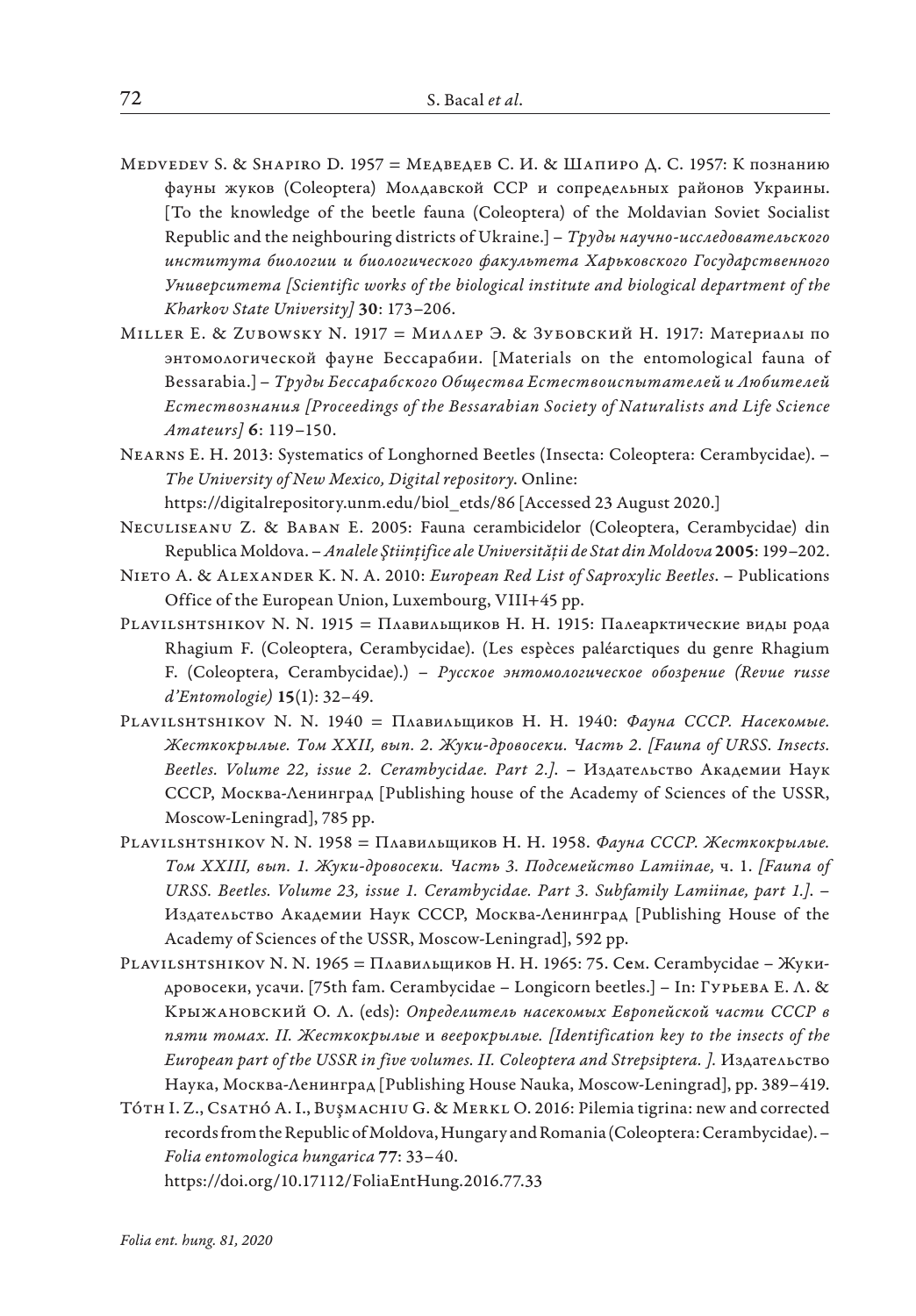Medvedev S. & Shapiro D. 1957 = Медведев С. И. & Шапиро Д. С. 1957: К познанию фауны жуков (Coleoptera) Молдавской ССР и сопредельных районов Украины. [To the knowledge of the beetle fauna (Coleoptera) of the Moldavian Soviet Socialist Republic and the neighbouring districts of Ukraine.] – *Труды научно-исследовательского института биологии и биологического факультета Харьковского Государственного Университета [Scientific works of the biological institute and biological department of the Kharkov State University]* **30**: 173–206.

Miller E. & Zubowsky N. 1917 = Миллер Э. & Зубовский Н. 1917: Материалы по энтомологической фауне Бессарабии. [Materials on the entomological fauna of Bessarabia.] – *Труды Бессарабского Общества Естествоиспытателей и Любителей Естествознания [Proceedings of the Bessarabian Society of Naturalists and Life Science Amateurs]* **6**: 119–150.

Nearns E. H. 2013: Systematics of Longhorned Beetles (Insecta: Coleoptera: Cerambycidae). – *The University of New Mexico, Digital repository*. Online: https://digitalrepository.unm.edu/biol_etds/86 [Accessed 23 August 2020.]

Neculiseanu Z. & Baban E. 2005: Fauna cerambicidelor (Coleoptera, Cerambycidae) din Republica Moldova. – *Analele Ştiinţifice ale Universităţii de Stat din Moldova* **2005**: 199–202.

Nieto A. & Alexander K. N. A. 2010: *European Red List of Saproxylic Beetles*. – Publications Office of the European Union, Luxembourg, VIII+45 pp.

Plavilshtshikov N. N. 1915 = Плавильщиков Н. Н. 1915: Палеарктические виды рода Rhagium F. (Coleoptera, Cerambycidae). (Les espèces paléarctiques du genre Rhagium F. (Coleoptera, Cerambycidae).) – *Русское энтомологическое обозрение (Revue russe d'Entomologie)* **15**(1): 32–49.

Plavilshtshikov N. N. 1940 = Плавильщиков Н. Н. 1940: *Фауна СССР. Насекомые. Жесткокрылые. Том XXII, вып. 2. Жуки-дровосеки. Часть 2. [Fauna of URSS. Insects. Beetles. Volume 22, issue 2. Cerambycidae. Part 2.]*. – Издательство Академии Наук СССР, Москва-Ленинград [Publishing house of the Academy of Sciences of the USSR, Moscow-Leningrad], 785 pp.

Plavilshtshikov N. N. 1958 = Плавильщиков Н. Н. 1958. *Фауна СССР. Жесткокрылые. Том XXIII, вып. 1. Жуки-дровосеки. Часть 3. Подсемейство Lamiinae,* ч. 1. *[Fauna of URSS. Beetles. Volume 23, issue 1. Cerambycidae. Part 3. Subfamily Lamiinae, part 1.]*. – Издательство Академии Наук СССР, Москва-Ленинград [Publishing House of the Academy of Sciences of the USSR, Moscow-Leningrad], 592 pp.

Plavilshtshikov N. N. 1965 = Плавильщиков Н. Н. 1965: 75. Сем. Cerambycidae – Жуки-дровосеки, усачи. [75th fam. Cerambycidae – Longicorn beetles.] – In: Гурьева Е. Л. & Крыжановский О. Л. (eds): *Определитель насекомых Европейской части СССР в пяти томах. II. Жесткокрылые* и *веерокрылые. [Identification key to the insects of the European part of the USSR in five volumes. II. Coleoptera and Strepsiptera. ].* Издательство Наука, Москва-Ленинград [Publishing House Nauka, Moscow-Leningrad], pp. 389–419.

Tóth I. Z., Csathó A. I., Buşmachiu G. & Merkl O. 2016: Pilemia tigrina: new and corrected records from the Republic of Moldova, Hungary and Romania (Coleoptera: Cerambycidae). – *Folia entomologica hungarica* **77**: 33–40. https://doi.org/10.17112/FoliaEntHung.2016.77.33